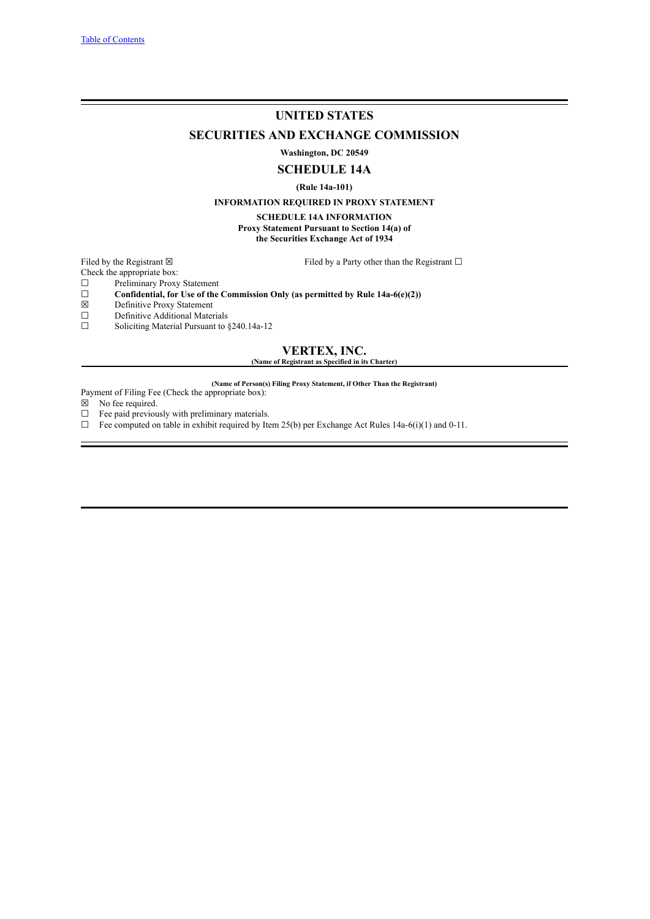[Table of Contents]

# UNITED STATES

## SECURITIES AND EXCHANGE COMMISSION

**Washington, DC 20549**

## SCHEDULE 14A

**(Rule 14a-101)**

**INFORMATION REQUIRED IN PROXY STATEMENT**

**SCHEDULE 14A INFORMATION**
**Proxy Statement Pursuant to Section 14(a) of**
**the Securities Exchange Act of 1934**

Filed by the Registrant ☒ Filed by a Party other than the Registrant ☐

Check the appropriate box:

☐ Preliminary Proxy Statement
☐ **Confidential, for Use of the Commission Only (as permitted by Rule 14a-6(e)(2))**
☒ Definitive Proxy Statement
☐ Definitive Additional Materials
☐ Soliciting Material Pursuant to §240.14a-12

## VERTEX, INC.

**(Name of Registrant as Specified in its Charter)**

**(Name of Person(s) Filing Proxy Statement, if Other Than the Registrant)**

Payment of Filing Fee (Check the appropriate box):

☒ No fee required.
☐ Fee paid previously with preliminary materials.
☐ Fee computed on table in exhibit required by Item 25(b) per Exchange Act Rules 14a-6(i)(1) and 0-11.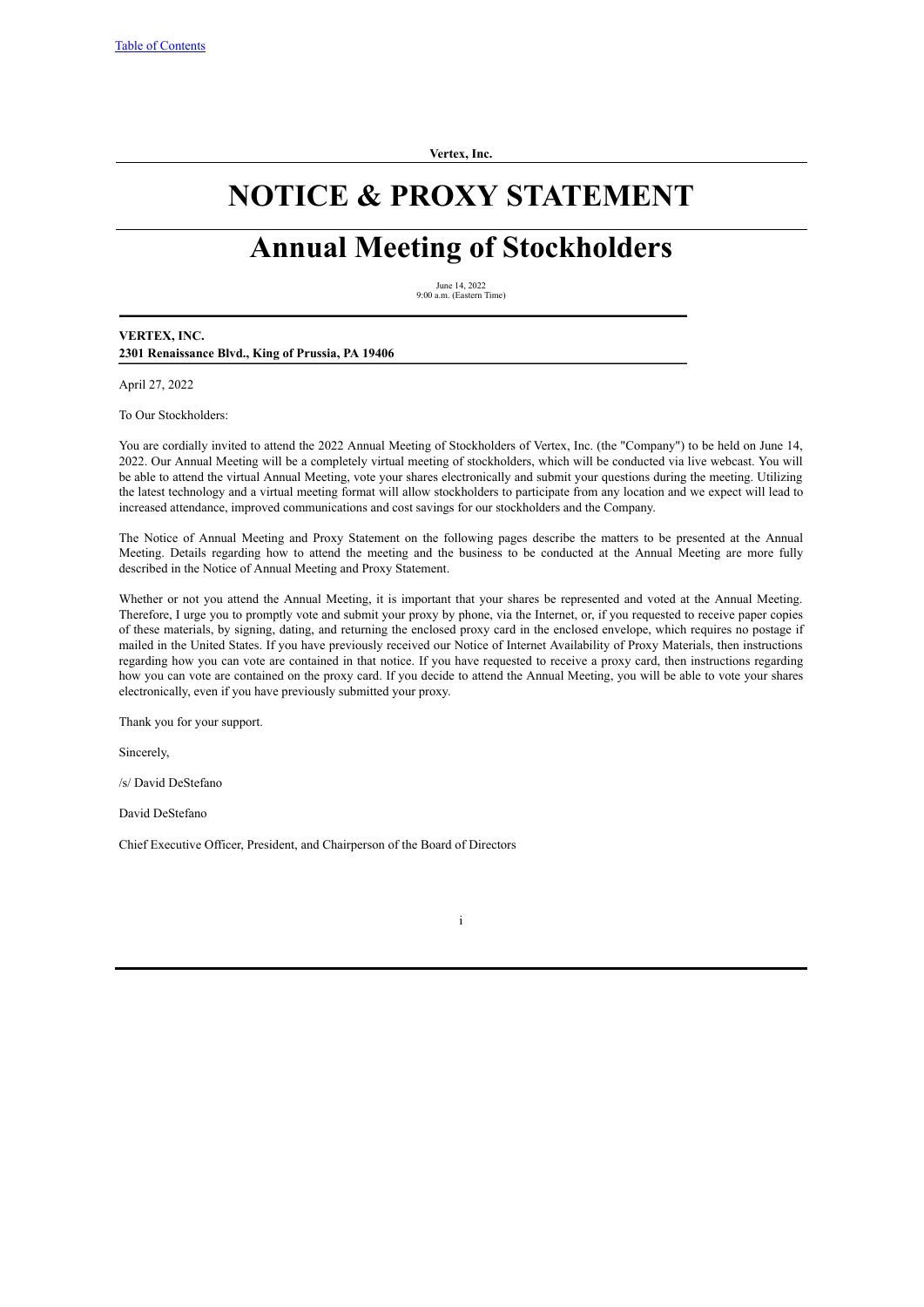**Vertex, Inc.**

# NOTICE & PROXY STATEMENT

# Annual Meeting of Stockholders

June 14, 2022
9:00 a.m. (Eastern Time)

**VERTEX, INC.**
**2301 Renaissance Blvd., King of Prussia, PA 19406**

April 27, 2022

To Our Stockholders:

You are cordially invited to attend the 2022 Annual Meeting of Stockholders of Vertex, Inc. (the "Company") to be held on June 14, 2022. Our Annual Meeting will be a completely virtual meeting of stockholders, which will be conducted via live webcast. You will be able to attend the virtual Annual Meeting, vote your shares electronically and submit your questions during the meeting. Utilizing the latest technology and a virtual meeting format will allow stockholders to participate from any location and we expect will lead to increased attendance, improved communications and cost savings for our stockholders and the Company.

The Notice of Annual Meeting and Proxy Statement on the following pages describe the matters to be presented at the Annual Meeting. Details regarding how to attend the meeting and the business to be conducted at the Annual Meeting are more fully described in the Notice of Annual Meeting and Proxy Statement.

Whether or not you attend the Annual Meeting, it is important that your shares be represented and voted at the Annual Meeting. Therefore, I urge you to promptly vote and submit your proxy by phone, via the Internet, or, if you requested to receive paper copies of these materials, by signing, dating, and returning the enclosed proxy card in the enclosed envelope, which requires no postage if mailed in the United States. If you have previously received our Notice of Internet Availability of Proxy Materials, then instructions regarding how you can vote are contained in that notice. If you have requested to receive a proxy card, then instructions regarding how you can vote are contained on the proxy card. If you decide to attend the Annual Meeting, you will be able to vote your shares electronically, even if you have previously submitted your proxy.

Thank you for your support.

Sincerely,

/s/ David DeStefano

David DeStefano

Chief Executive Officer, President, and Chairperson of the Board of Directors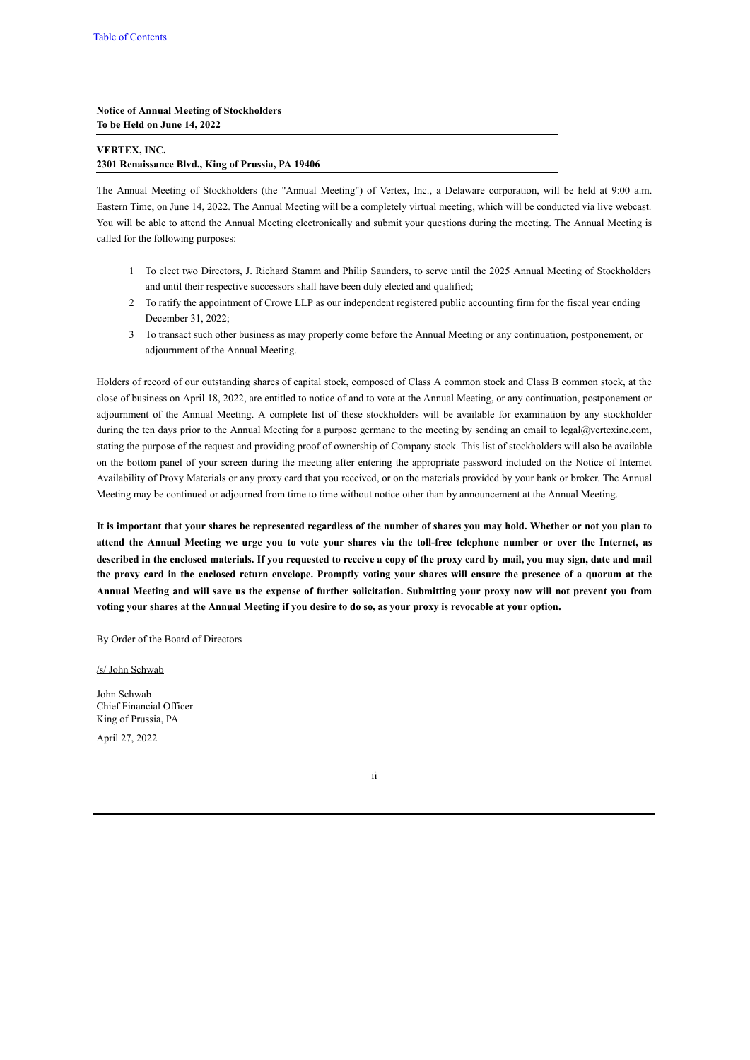**Notice of Annual Meeting of Stockholders**
**To be Held on June 14, 2022**

**VERTEX, INC.**
**2301 Renaissance Blvd., King of Prussia, PA 19406**

The Annual Meeting of Stockholders (the "Annual Meeting") of Vertex, Inc., a Delaware corporation, will be held at 9:00 a.m. Eastern Time, on June 14, 2022. The Annual Meeting will be a completely virtual meeting, which will be conducted via live webcast. You will be able to attend the Annual Meeting electronically and submit your questions during the meeting. The Annual Meeting is called for the following purposes:

1. To elect two Directors, J. Richard Stamm and Philip Saunders, to serve until the 2025 Annual Meeting of Stockholders and until their respective successors shall have been duly elected and qualified;
2. To ratify the appointment of Crowe LLP as our independent registered public accounting firm for the fiscal year ending December 31, 2022;
3. To transact such other business as may properly come before the Annual Meeting or any continuation, postponement, or adjournment of the Annual Meeting.

Holders of record of our outstanding shares of capital stock, composed of Class A common stock and Class B common stock, at the close of business on April 18, 2022, are entitled to notice of and to vote at the Annual Meeting, or any continuation, postponement or adjournment of the Annual Meeting. A complete list of these stockholders will be available for examination by any stockholder during the ten days prior to the Annual Meeting for a purpose germane to the meeting by sending an email to legal@vertexinc.com, stating the purpose of the request and providing proof of ownership of Company stock. This list of stockholders will also be available on the bottom panel of your screen during the meeting after entering the appropriate password included on the Notice of Internet Availability of Proxy Materials or any proxy card that you received, or on the materials provided by your bank or broker. The Annual Meeting may be continued or adjourned from time to time without notice other than by announcement at the Annual Meeting.

**It is important that your shares be represented regardless of the number of shares you may hold. Whether or not you plan to attend the Annual Meeting we urge you to vote your shares via the toll-free telephone number or over the Internet, as described in the enclosed materials. If you requested to receive a copy of the proxy card by mail, you may sign, date and mail the proxy card in the enclosed return envelope. Promptly voting your shares will ensure the presence of a quorum at the Annual Meeting and will save us the expense of further solicitation. Submitting your proxy now will not prevent you from voting your shares at the Annual Meeting if you desire to do so, as your proxy is revocable at your option.**

By Order of the Board of Directors

/s/ John Schwab

John Schwab
Chief Financial Officer
King of Prussia, PA

April 27, 2022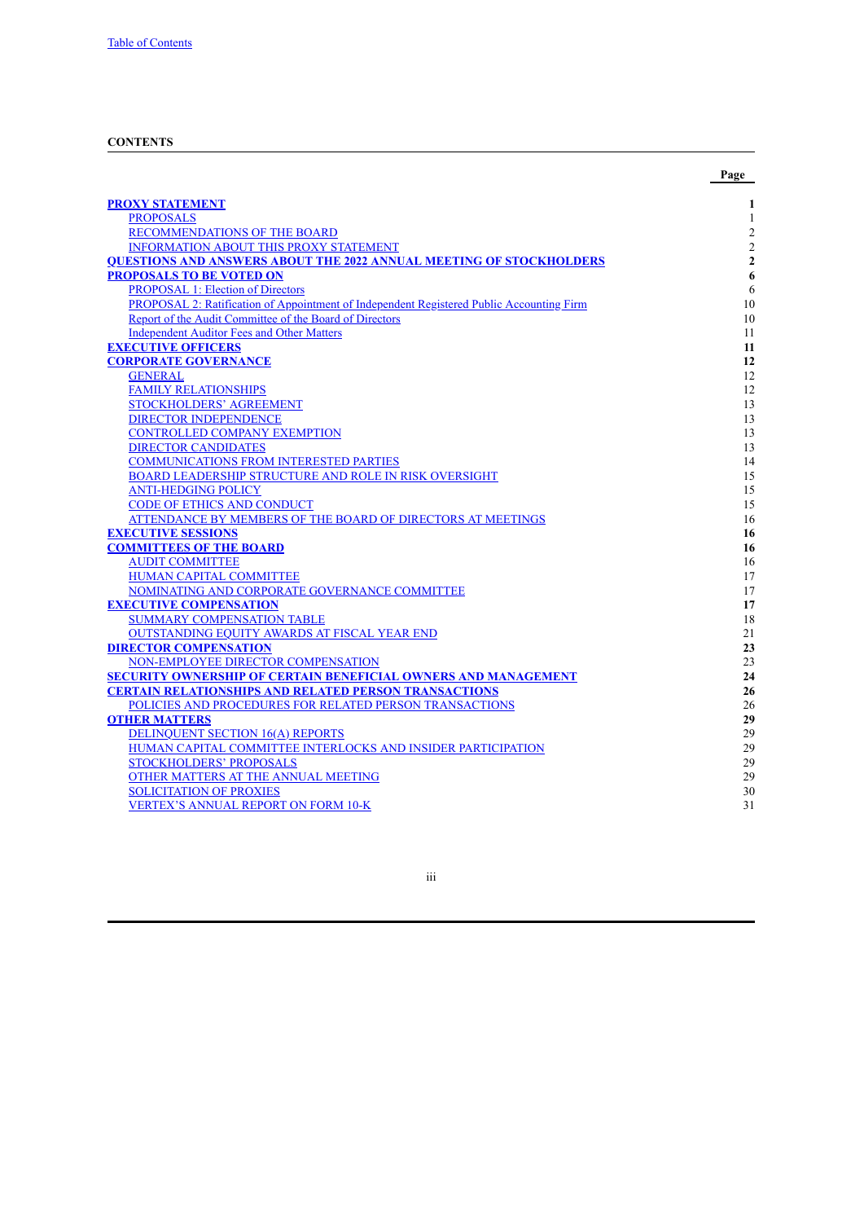## CONTENTS

| | Page |
|---|---|
| **PROXY STATEMENT** | **1** |
| PROPOSALS | 1 |
| RECOMMENDATIONS OF THE BOARD | 2 |
| INFORMATION ABOUT THIS PROXY STATEMENT | 2 |
| **QUESTIONS AND ANSWERS ABOUT THE 2022 ANNUAL MEETING OF STOCKHOLDERS** | **2** |
| **PROPOSALS TO BE VOTED ON** | **6** |
| PROPOSAL 1: Election of Directors | 6 |
| PROPOSAL 2: Ratification of Appointment of Independent Registered Public Accounting Firm | 10 |
| Report of the Audit Committee of the Board of Directors | 10 |
| Independent Auditor Fees and Other Matters | 11 |
| **EXECUTIVE OFFICERS** | **11** |
| **CORPORATE GOVERNANCE** | **12** |
| GENERAL | 12 |
| FAMILY RELATIONSHIPS | 12 |
| STOCKHOLDERS' AGREEMENT | 13 |
| DIRECTOR INDEPENDENCE | 13 |
| CONTROLLED COMPANY EXEMPTION | 13 |
| DIRECTOR CANDIDATES | 13 |
| COMMUNICATIONS FROM INTERESTED PARTIES | 14 |
| BOARD LEADERSHIP STRUCTURE AND ROLE IN RISK OVERSIGHT | 15 |
| ANTI-HEDGING POLICY | 15 |
| CODE OF ETHICS AND CONDUCT | 15 |
| ATTENDANCE BY MEMBERS OF THE BOARD OF DIRECTORS AT MEETINGS | 16 |
| **EXECUTIVE SESSIONS** | **16** |
| **COMMITTEES OF THE BOARD** | **16** |
| AUDIT COMMITTEE | 16 |
| HUMAN CAPITAL COMMITTEE | 17 |
| NOMINATING AND CORPORATE GOVERNANCE COMMITTEE | 17 |
| **EXECUTIVE COMPENSATION** | **17** |
| SUMMARY COMPENSATION TABLE | 18 |
| OUTSTANDING EQUITY AWARDS AT FISCAL YEAR END | 21 |
| **DIRECTOR COMPENSATION** | **23** |
| NON-EMPLOYEE DIRECTOR COMPENSATION | 23 |
| **SECURITY OWNERSHIP OF CERTAIN BENEFICIAL OWNERS AND MANAGEMENT** | **24** |
| **CERTAIN RELATIONSHIPS AND RELATED PERSON TRANSACTIONS** | **26** |
| POLICIES AND PROCEDURES FOR RELATED PERSON TRANSACTIONS | 26 |
| **OTHER MATTERS** | **29** |
| DELINQUENT SECTION 16(A) REPORTS | 29 |
| HUMAN CAPITAL COMMITTEE INTERLOCKS AND INSIDER PARTICIPATION | 29 |
| STOCKHOLDERS' PROPOSALS | 29 |
| OTHER MATTERS AT THE ANNUAL MEETING | 29 |
| SOLICITATION OF PROXIES | 30 |
| VERTEX'S ANNUAL REPORT ON FORM 10-K | 31 |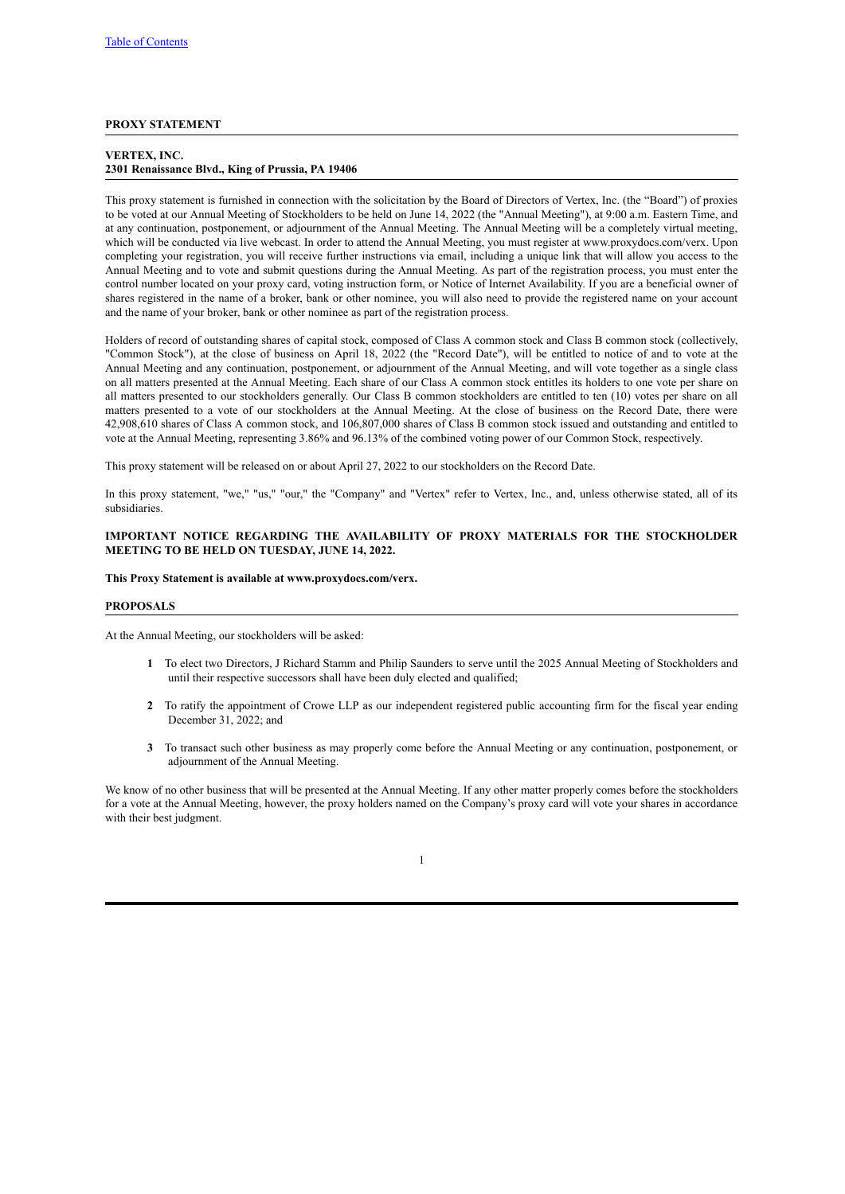## PROXY STATEMENT

**VERTEX, INC.**
**2301 Renaissance Blvd., King of Prussia, PA 19406**

This proxy statement is furnished in connection with the solicitation by the Board of Directors of Vertex, Inc. (the "Board") of proxies to be voted at our Annual Meeting of Stockholders to be held on June 14, 2022 (the "Annual Meeting"), at 9:00 a.m. Eastern Time, and at any continuation, postponement, or adjournment of the Annual Meeting. The Annual Meeting will be a completely virtual meeting, which will be conducted via live webcast. In order to attend the Annual Meeting, you must register at www.proxydocs.com/verx. Upon completing your registration, you will receive further instructions via email, including a unique link that will allow you access to the Annual Meeting and to vote and submit questions during the Annual Meeting. As part of the registration process, you must enter the control number located on your proxy card, voting instruction form, or Notice of Internet Availability. If you are a beneficial owner of shares registered in the name of a broker, bank or other nominee, you will also need to provide the registered name on your account and the name of your broker, bank or other nominee as part of the registration process.

Holders of record of outstanding shares of capital stock, composed of Class A common stock and Class B common stock (collectively, "Common Stock"), at the close of business on April 18, 2022 (the "Record Date"), will be entitled to notice of and to vote at the Annual Meeting and any continuation, postponement, or adjournment of the Annual Meeting, and will vote together as a single class on all matters presented at the Annual Meeting. Each share of our Class A common stock entitles its holders to one vote per share on all matters presented to our stockholders generally. Our Class B common stockholders are entitled to ten (10) votes per share on all matters presented to a vote of our stockholders at the Annual Meeting. At the close of business on the Record Date, there were 42,908,610 shares of Class A common stock, and 106,807,000 shares of Class B common stock issued and outstanding and entitled to vote at the Annual Meeting, representing 3.86% and 96.13% of the combined voting power of our Common Stock, respectively.

This proxy statement will be released on or about April 27, 2022 to our stockholders on the Record Date.

In this proxy statement, "we," "us," "our," the "Company" and "Vertex" refer to Vertex, Inc., and, unless otherwise stated, all of its subsidiaries.

**IMPORTANT NOTICE REGARDING THE AVAILABILITY OF PROXY MATERIALS FOR THE STOCKHOLDER MEETING TO BE HELD ON TUESDAY, JUNE 14, 2022.**

**This Proxy Statement is available at www.proxydocs.com/verx.**

## PROPOSALS

At the Annual Meeting, our stockholders will be asked:

1. To elect two Directors, J Richard Stamm and Philip Saunders to serve until the 2025 Annual Meeting of Stockholders and until their respective successors shall have been duly elected and qualified;

2. To ratify the appointment of Crowe LLP as our independent registered public accounting firm for the fiscal year ending December 31, 2022; and

3. To transact such other business as may properly come before the Annual Meeting or any continuation, postponement, or adjournment of the Annual Meeting.

We know of no other business that will be presented at the Annual Meeting. If any other matter properly comes before the stockholders for a vote at the Annual Meeting, however, the proxy holders named on the Company's proxy card will vote your shares in accordance with their best judgment.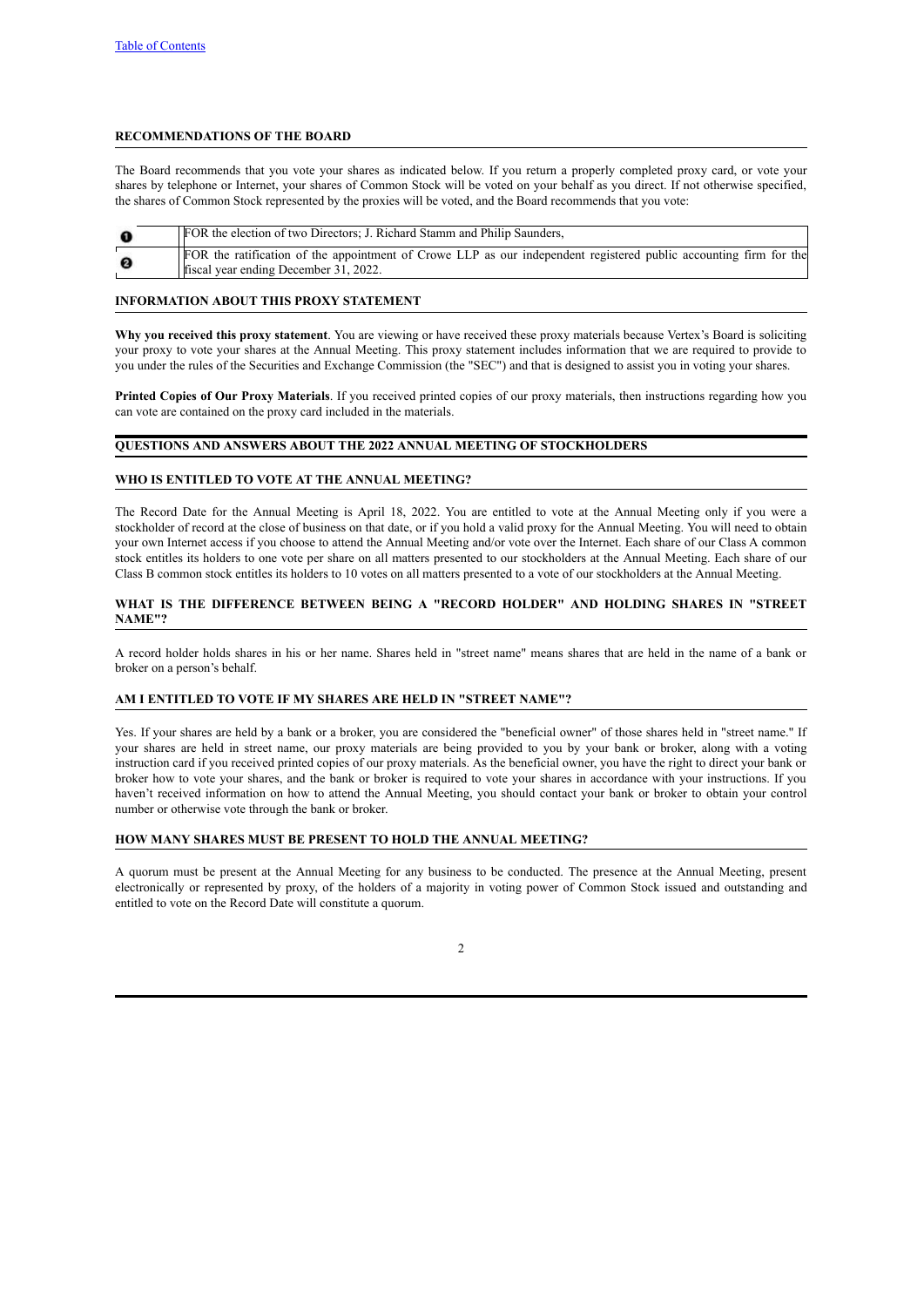## RECOMMENDATIONS OF THE BOARD

The Board recommends that you vote your shares as indicated below. If you return a properly completed proxy card, or vote your shares by telephone or Internet, your shares of Common Stock will be voted on your behalf as you direct. If not otherwise specified, the shares of Common Stock represented by the proxies will be voted, and the Board recommends that you vote:

| | |
|---|---|
| ❶ | FOR the election of two Directors; J. Richard Stamm and Philip Saunders, |
| ❷ | FOR the ratification of the appointment of Crowe LLP as our independent registered public accounting firm for the fiscal year ending December 31, 2022. |

## INFORMATION ABOUT THIS PROXY STATEMENT

**Why you received this proxy statement**. You are viewing or have received these proxy materials because Vertex's Board is soliciting your proxy to vote your shares at the Annual Meeting. This proxy statement includes information that we are required to provide to you under the rules of the Securities and Exchange Commission (the "SEC") and that is designed to assist you in voting your shares.

**Printed Copies of Our Proxy Materials**. If you received printed copies of our proxy materials, then instructions regarding how you can vote are contained on the proxy card included in the materials.

## QUESTIONS AND ANSWERS ABOUT THE 2022 ANNUAL MEETING OF STOCKHOLDERS

### WHO IS ENTITLED TO VOTE AT THE ANNUAL MEETING?

The Record Date for the Annual Meeting is April 18, 2022. You are entitled to vote at the Annual Meeting only if you were a stockholder of record at the close of business on that date, or if you hold a valid proxy for the Annual Meeting. You will need to obtain your own Internet access if you choose to attend the Annual Meeting and/or vote over the Internet. Each share of our Class A common stock entitles its holders to one vote per share on all matters presented to our stockholders at the Annual Meeting. Each share of our Class B common stock entitles its holders to 10 votes on all matters presented to a vote of our stockholders at the Annual Meeting.

### WHAT IS THE DIFFERENCE BETWEEN BEING A "RECORD HOLDER" AND HOLDING SHARES IN "STREET NAME"?

A record holder holds shares in his or her name. Shares held in "street name" means shares that are held in the name of a bank or broker on a person's behalf.

### AM I ENTITLED TO VOTE IF MY SHARES ARE HELD IN "STREET NAME"?

Yes. If your shares are held by a bank or a broker, you are considered the "beneficial owner" of those shares held in "street name." If your shares are held in street name, our proxy materials are being provided to you by your bank or broker, along with a voting instruction card if you received printed copies of our proxy materials. As the beneficial owner, you have the right to direct your bank or broker how to vote your shares, and the bank or broker is required to vote your shares in accordance with your instructions. If you haven't received information on how to attend the Annual Meeting, you should contact your bank or broker to obtain your control number or otherwise vote through the bank or broker.

### HOW MANY SHARES MUST BE PRESENT TO HOLD THE ANNUAL MEETING?

A quorum must be present at the Annual Meeting for any business to be conducted. The presence at the Annual Meeting, present electronically or represented by proxy, of the holders of a majority in voting power of Common Stock issued and outstanding and entitled to vote on the Record Date will constitute a quorum.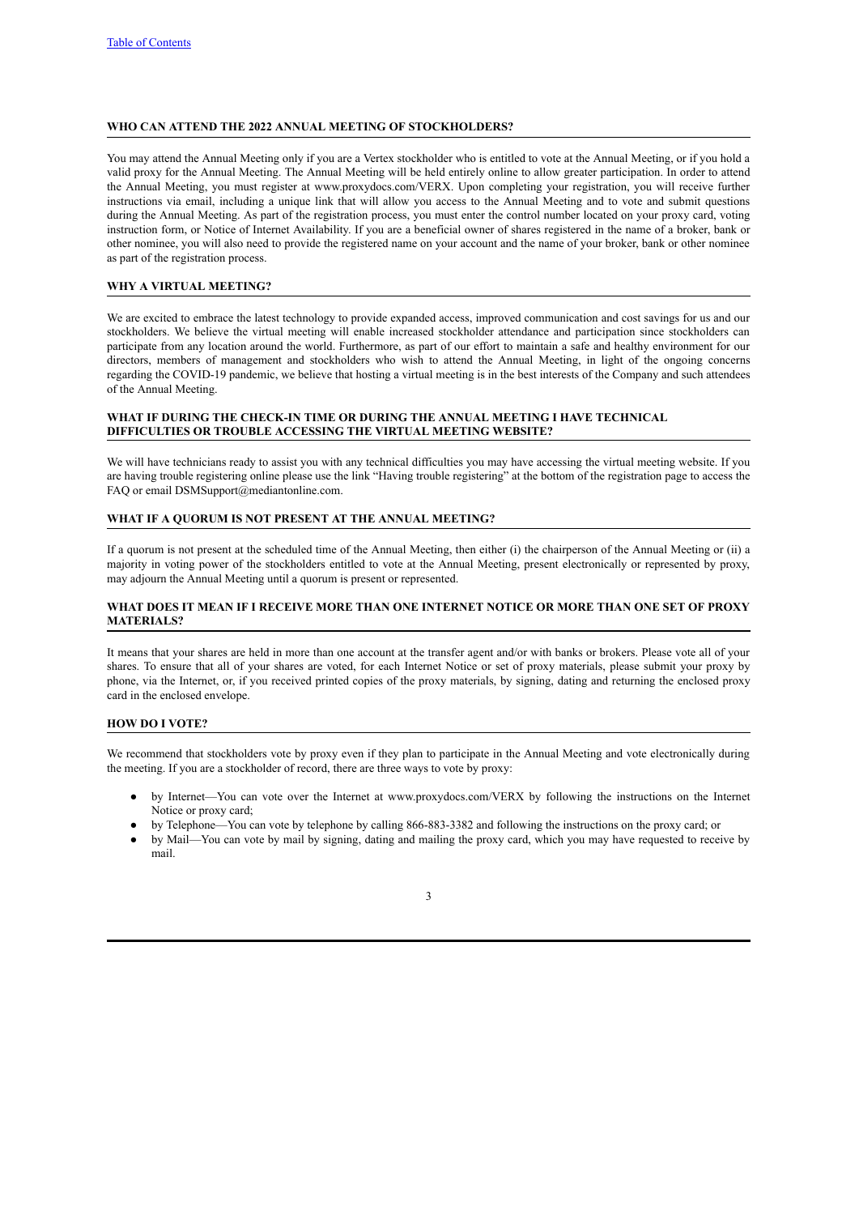### WHO CAN ATTEND THE 2022 ANNUAL MEETING OF STOCKHOLDERS?

You may attend the Annual Meeting only if you are a Vertex stockholder who is entitled to vote at the Annual Meeting, or if you hold a valid proxy for the Annual Meeting. The Annual Meeting will be held entirely online to allow greater participation. In order to attend the Annual Meeting, you must register at www.proxydocs.com/VERX. Upon completing your registration, you will receive further instructions via email, including a unique link that will allow you access to the Annual Meeting and to vote and submit questions during the Annual Meeting. As part of the registration process, you must enter the control number located on your proxy card, voting instruction form, or Notice of Internet Availability. If you are a beneficial owner of shares registered in the name of a broker, bank or other nominee, you will also need to provide the registered name on your account and the name of your broker, bank or other nominee as part of the registration process.

### WHY A VIRTUAL MEETING?

We are excited to embrace the latest technology to provide expanded access, improved communication and cost savings for us and our stockholders. We believe the virtual meeting will enable increased stockholder attendance and participation since stockholders can participate from any location around the world. Furthermore, as part of our effort to maintain a safe and healthy environment for our directors, members of management and stockholders who wish to attend the Annual Meeting, in light of the ongoing concerns regarding the COVID-19 pandemic, we believe that hosting a virtual meeting is in the best interests of the Company and such attendees of the Annual Meeting.

### WHAT IF DURING THE CHECK-IN TIME OR DURING THE ANNUAL MEETING I HAVE TECHNICAL DIFFICULTIES OR TROUBLE ACCESSING THE VIRTUAL MEETING WEBSITE?

We will have technicians ready to assist you with any technical difficulties you may have accessing the virtual meeting website. If you are having trouble registering online please use the link "Having trouble registering" at the bottom of the registration page to access the FAQ or email DSMSupport@mediantonline.com.

### WHAT IF A QUORUM IS NOT PRESENT AT THE ANNUAL MEETING?

If a quorum is not present at the scheduled time of the Annual Meeting, then either (i) the chairperson of the Annual Meeting or (ii) a majority in voting power of the stockholders entitled to vote at the Annual Meeting, present electronically or represented by proxy, may adjourn the Annual Meeting until a quorum is present or represented.

### WHAT DOES IT MEAN IF I RECEIVE MORE THAN ONE INTERNET NOTICE OR MORE THAN ONE SET OF PROXY MATERIALS?

It means that your shares are held in more than one account at the transfer agent and/or with banks or brokers. Please vote all of your shares. To ensure that all of your shares are voted, for each Internet Notice or set of proxy materials, please submit your proxy by phone, via the Internet, or, if you received printed copies of the proxy materials, by signing, dating and returning the enclosed proxy card in the enclosed envelope.

### HOW DO I VOTE?

We recommend that stockholders vote by proxy even if they plan to participate in the Annual Meeting and vote electronically during the meeting. If you are a stockholder of record, there are three ways to vote by proxy:

- by Internet—You can vote over the Internet at www.proxydocs.com/VERX by following the instructions on the Internet Notice or proxy card;
- by Telephone—You can vote by telephone by calling 866-883-3382 and following the instructions on the proxy card; or
- by Mail—You can vote by mail by signing, dating and mailing the proxy card, which you may have requested to receive by mail.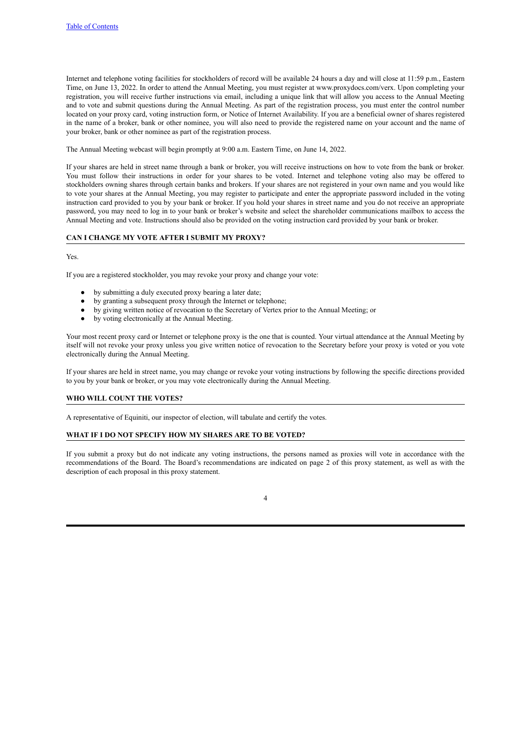Internet and telephone voting facilities for stockholders of record will be available 24 hours a day and will close at 11:59 p.m., Eastern Time, on June 13, 2022. In order to attend the Annual Meeting, you must register at www.proxydocs.com/verx. Upon completing your registration, you will receive further instructions via email, including a unique link that will allow you access to the Annual Meeting and to vote and submit questions during the Annual Meeting. As part of the registration process, you must enter the control number located on your proxy card, voting instruction form, or Notice of Internet Availability. If you are a beneficial owner of shares registered in the name of a broker, bank or other nominee, you will also need to provide the registered name on your account and the name of your broker, bank or other nominee as part of the registration process.

The Annual Meeting webcast will begin promptly at 9:00 a.m. Eastern Time, on June 14, 2022.

If your shares are held in street name through a bank or broker, you will receive instructions on how to vote from the bank or broker. You must follow their instructions in order for your shares to be voted. Internet and telephone voting also may be offered to stockholders owning shares through certain banks and brokers. If your shares are not registered in your own name and you would like to vote your shares at the Annual Meeting, you may register to participate and enter the appropriate password included in the voting instruction card provided to you by your bank or broker. If you hold your shares in street name and you do not receive an appropriate password, you may need to log in to your bank or broker's website and select the shareholder communications mailbox to access the Annual Meeting and vote. Instructions should also be provided on the voting instruction card provided by your bank or broker.

## CAN I CHANGE MY VOTE AFTER I SUBMIT MY PROXY?

Yes.

If you are a registered stockholder, you may revoke your proxy and change your vote:

- by submitting a duly executed proxy bearing a later date;
- by granting a subsequent proxy through the Internet or telephone;
- by giving written notice of revocation to the Secretary of Vertex prior to the Annual Meeting; or
- by voting electronically at the Annual Meeting.

Your most recent proxy card or Internet or telephone proxy is the one that is counted. Your virtual attendance at the Annual Meeting by itself will not revoke your proxy unless you give written notice of revocation to the Secretary before your proxy is voted or you vote electronically during the Annual Meeting.

If your shares are held in street name, you may change or revoke your voting instructions by following the specific directions provided to you by your bank or broker, or you may vote electronically during the Annual Meeting.

## WHO WILL COUNT THE VOTES?

A representative of Equiniti, our inspector of election, will tabulate and certify the votes.

## WHAT IF I DO NOT SPECIFY HOW MY SHARES ARE TO BE VOTED?

If you submit a proxy but do not indicate any voting instructions, the persons named as proxies will vote in accordance with the recommendations of the Board. The Board's recommendations are indicated on page 2 of this proxy statement, as well as with the description of each proposal in this proxy statement.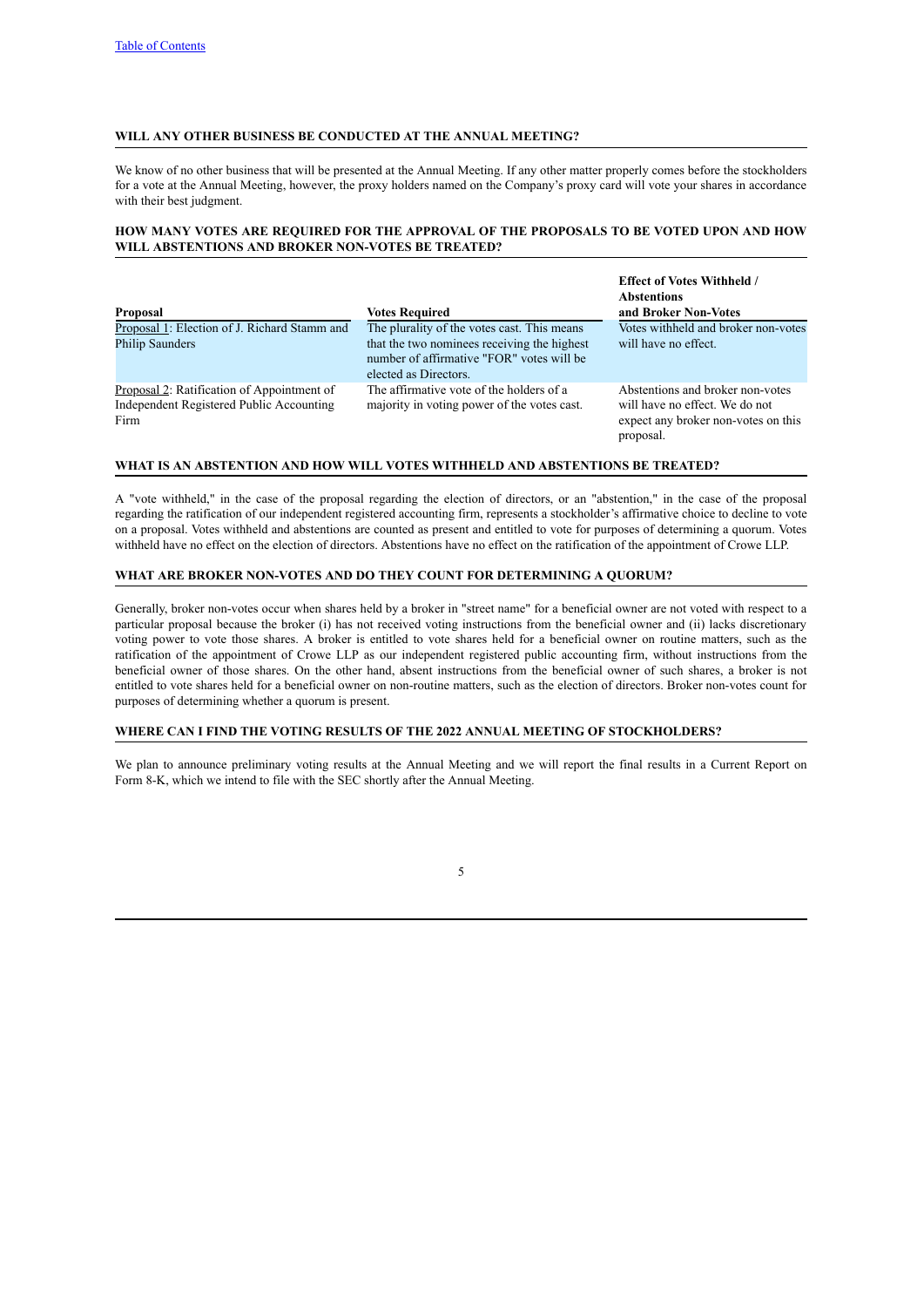### WILL ANY OTHER BUSINESS BE CONDUCTED AT THE ANNUAL MEETING?

We know of no other business that will be presented at the Annual Meeting. If any other matter properly comes before the stockholders for a vote at the Annual Meeting, however, the proxy holders named on the Company's proxy card will vote your shares in accordance with their best judgment.

### HOW MANY VOTES ARE REQUIRED FOR THE APPROVAL OF THE PROPOSALS TO BE VOTED UPON AND HOW WILL ABSTENTIONS AND BROKER NON-VOTES BE TREATED?

| Proposal | Votes Required | Effect of Votes Withheld / Abstentions and Broker Non-Votes |
|---|---|---|
| Proposal 1: Election of J. Richard Stamm and Philip Saunders | The plurality of the votes cast. This means that the two nominees receiving the highest number of affirmative "FOR" votes will be elected as Directors. | Votes withheld and broker non-votes will have no effect. |
| Proposal 2: Ratification of Appointment of Independent Registered Public Accounting Firm | The affirmative vote of the holders of a majority in voting power of the votes cast. | Abstentions and broker non-votes will have no effect. We do not expect any broker non-votes on this proposal. |

### WHAT IS AN ABSTENTION AND HOW WILL VOTES WITHHELD AND ABSTENTIONS BE TREATED?

A "vote withheld," in the case of the proposal regarding the election of directors, or an "abstention," in the case of the proposal regarding the ratification of our independent registered accounting firm, represents a stockholder's affirmative choice to decline to vote on a proposal. Votes withheld and abstentions are counted as present and entitled to vote for purposes of determining a quorum. Votes withheld have no effect on the election of directors. Abstentions have no effect on the ratification of the appointment of Crowe LLP.

### WHAT ARE BROKER NON-VOTES AND DO THEY COUNT FOR DETERMINING A QUORUM?

Generally, broker non-votes occur when shares held by a broker in "street name" for a beneficial owner are not voted with respect to a particular proposal because the broker (i) has not received voting instructions from the beneficial owner and (ii) lacks discretionary voting power to vote those shares. A broker is entitled to vote shares held for a beneficial owner on routine matters, such as the ratification of the appointment of Crowe LLP as our independent registered public accounting firm, without instructions from the beneficial owner of those shares. On the other hand, absent instructions from the beneficial owner of such shares, a broker is not entitled to vote shares held for a beneficial owner on non-routine matters, such as the election of directors. Broker non-votes count for purposes of determining whether a quorum is present.

### WHERE CAN I FIND THE VOTING RESULTS OF THE 2022 ANNUAL MEETING OF STOCKHOLDERS?

We plan to announce preliminary voting results at the Annual Meeting and we will report the final results in a Current Report on Form 8-K, which we intend to file with the SEC shortly after the Annual Meeting.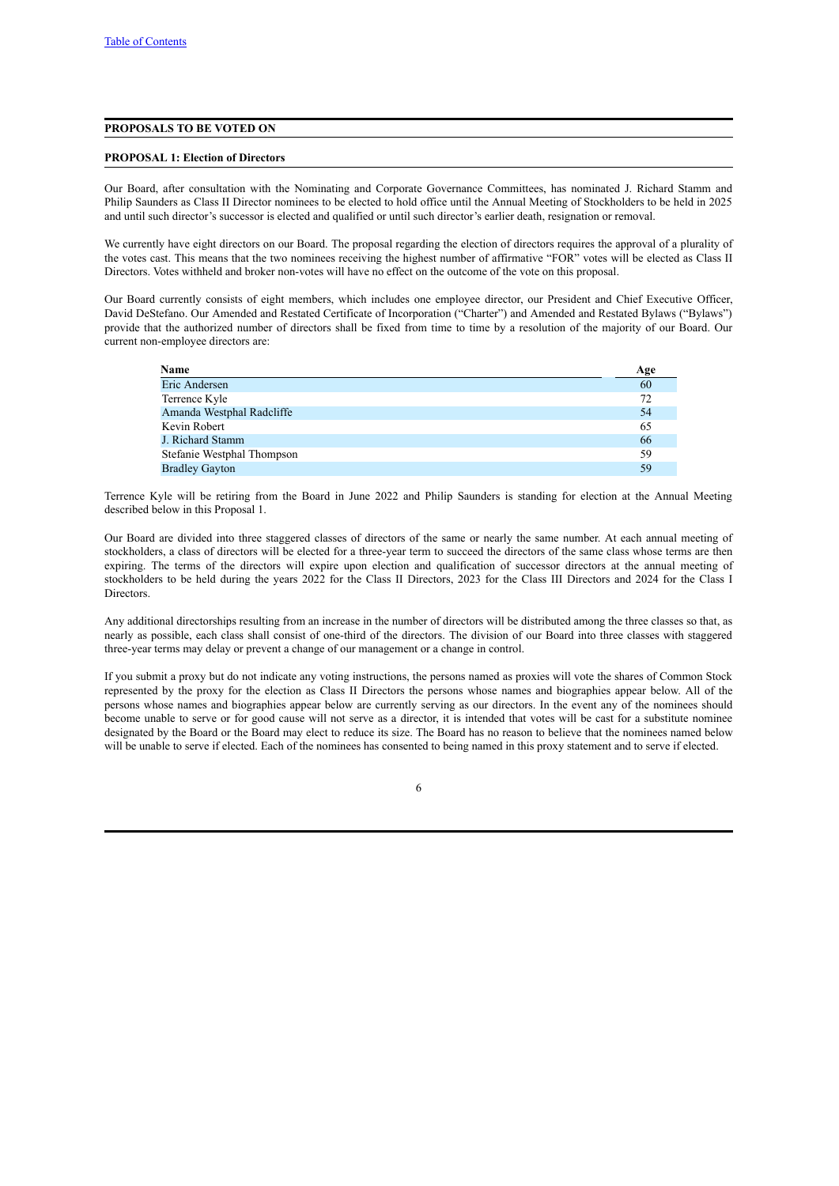[Table of Contents]

## PROPOSALS TO BE VOTED ON

### PROPOSAL 1: Election of Directors

Our Board, after consultation with the Nominating and Corporate Governance Committees, has nominated J. Richard Stamm and Philip Saunders as Class II Director nominees to be elected to hold office until the Annual Meeting of Stockholders to be held in 2025 and until such director's successor is elected and qualified or until such director's earlier death, resignation or removal.

We currently have eight directors on our Board. The proposal regarding the election of directors requires the approval of a plurality of the votes cast. This means that the two nominees receiving the highest number of affirmative "FOR" votes will be elected as Class II Directors. Votes withheld and broker non-votes will have no effect on the outcome of the vote on this proposal.

Our Board currently consists of eight members, which includes one employee director, our President and Chief Executive Officer, David DeStefano. Our Amended and Restated Certificate of Incorporation ("Charter") and Amended and Restated Bylaws ("Bylaws") provide that the authorized number of directors shall be fixed from time to time by a resolution of the majority of our Board. Our current non-employee directors are:

| Name | Age |
|---|---|
| Eric Andersen | 60 |
| Terrence Kyle | 72 |
| Amanda Westphal Radcliffe | 54 |
| Kevin Robert | 65 |
| J. Richard Stamm | 66 |
| Stefanie Westphal Thompson | 59 |
| Bradley Gayton | 59 |

Terrence Kyle will be retiring from the Board in June 2022 and Philip Saunders is standing for election at the Annual Meeting described below in this Proposal 1.

Our Board are divided into three staggered classes of directors of the same or nearly the same number. At each annual meeting of stockholders, a class of directors will be elected for a three-year term to succeed the directors of the same class whose terms are then expiring. The terms of the directors will expire upon election and qualification of successor directors at the annual meeting of stockholders to be held during the years 2022 for the Class II Directors, 2023 for the Class III Directors and 2024 for the Class I Directors.

Any additional directorships resulting from an increase in the number of directors will be distributed among the three classes so that, as nearly as possible, each class shall consist of one-third of the directors. The division of our Board into three classes with staggered three-year terms may delay or prevent a change of our management or a change in control.

If you submit a proxy but do not indicate any voting instructions, the persons named as proxies will vote the shares of Common Stock represented by the proxy for the election as Class II Directors the persons whose names and biographies appear below. All of the persons whose names and biographies appear below are currently serving as our directors. In the event any of the nominees should become unable to serve or for good cause will not serve as a director, it is intended that votes will be cast for a substitute nominee designated by the Board or the Board may elect to reduce its size. The Board has no reason to believe that the nominees named below will be unable to serve if elected. Each of the nominees has consented to being named in this proxy statement and to serve if elected.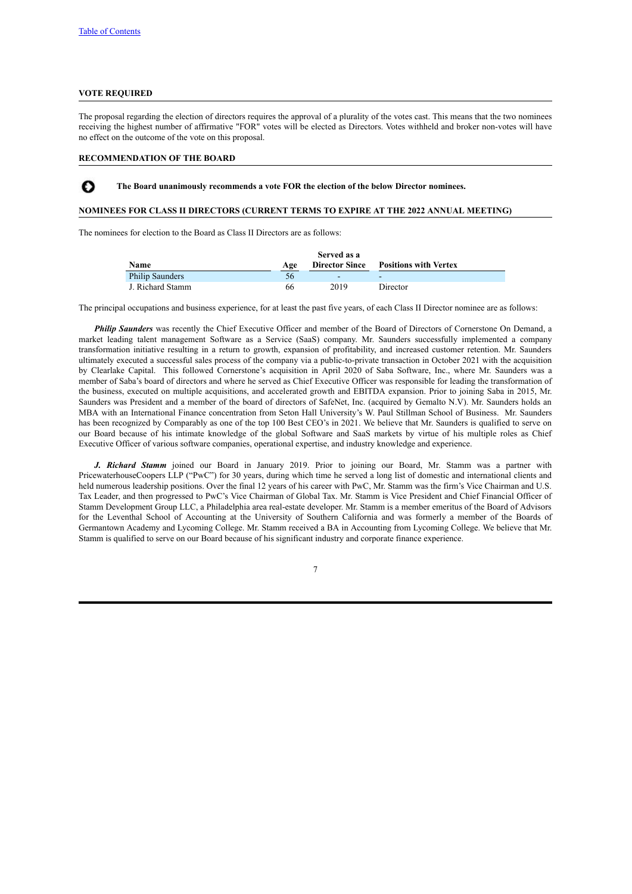[Table of Contents](#)

## VOTE REQUIRED

The proposal regarding the election of directors requires the approval of a plurality of the votes cast. This means that the two nominees receiving the highest number of affirmative "FOR" votes will be elected as Directors. Votes withheld and broker non-votes will have no effect on the outcome of the vote on this proposal.

## RECOMMENDATION OF THE BOARD

**The Board unanimously recommends a vote FOR the election of the below Director nominees.**

## NOMINEES FOR CLASS II DIRECTORS (CURRENT TERMS TO EXPIRE AT THE 2022 ANNUAL MEETING)

The nominees for election to the Board as Class II Directors are as follows:

| Name | Age | Served as a Director Since | Positions with Vertex |
|---|---|---|---|
| Philip Saunders | 56 | - | - |
| J. Richard Stamm | 66 | 2019 | Director |

The principal occupations and business experience, for at least the past five years, of each Class II Director nominee are as follows:

***Philip Saunders*** was recently the Chief Executive Officer and member of the Board of Directors of Cornerstone On Demand, a market leading talent management Software as a Service (SaaS) company. Mr. Saunders successfully implemented a company transformation initiative resulting in a return to growth, expansion of profitability, and increased customer retention. Mr. Saunders ultimately executed a successful sales process of the company via a public-to-private transaction in October 2021 with the acquisition by Clearlake Capital. This followed Cornerstone's acquisition in April 2020 of Saba Software, Inc., where Mr. Saunders was a member of Saba's board of directors and where he served as Chief Executive Officer was responsible for leading the transformation of the business, executed on multiple acquisitions, and accelerated growth and EBITDA expansion. Prior to joining Saba in 2015, Mr. Saunders was President and a member of the board of directors of SafeNet, Inc. (acquired by Gemalto N.V). Mr. Saunders holds an MBA with an International Finance concentration from Seton Hall University's W. Paul Stillman School of Business. Mr. Saunders has been recognized by Comparably as one of the top 100 Best CEO's in 2021. We believe that Mr. Saunders is qualified to serve on our Board because of his intimate knowledge of the global Software and SaaS markets by virtue of his multiple roles as Chief Executive Officer of various software companies, operational expertise, and industry knowledge and experience.

***J. Richard Stamm*** joined our Board in January 2019. Prior to joining our Board, Mr. Stamm was a partner with PricewaterhouseCoopers LLP ("PwC") for 30 years, during which time he served a long list of domestic and international clients and held numerous leadership positions. Over the final 12 years of his career with PwC, Mr. Stamm was the firm's Vice Chairman and U.S. Tax Leader, and then progressed to PwC's Vice Chairman of Global Tax. Mr. Stamm is Vice President and Chief Financial Officer of Stamm Development Group LLC, a Philadelphia area real-estate developer. Mr. Stamm is a member emeritus of the Board of Advisors for the Leventhal School of Accounting at the University of Southern California and was formerly a member of the Boards of Germantown Academy and Lycoming College. Mr. Stamm received a BA in Accounting from Lycoming College. We believe that Mr. Stamm is qualified to serve on our Board because of his significant industry and corporate finance experience.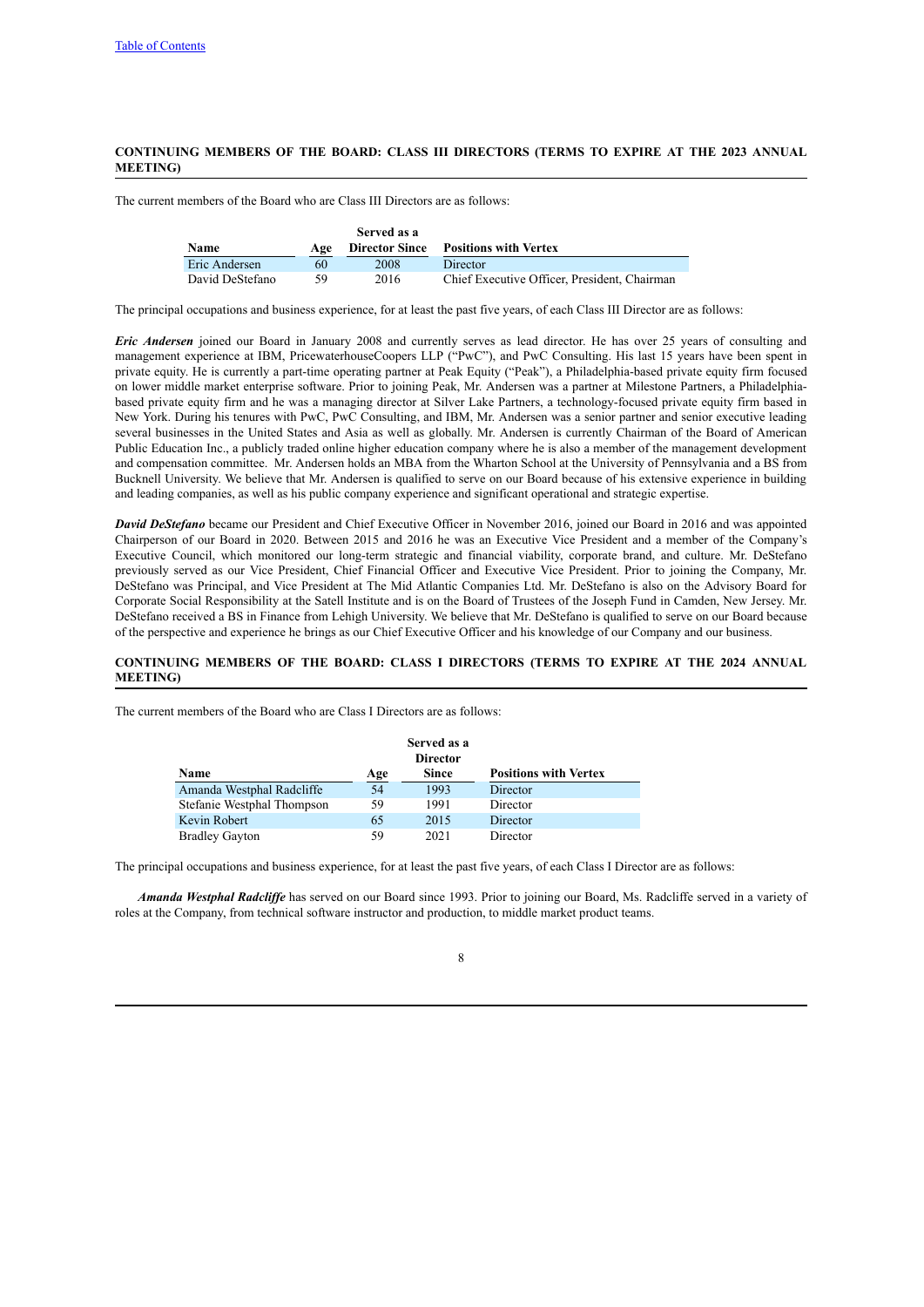## CONTINUING MEMBERS OF THE BOARD: CLASS III DIRECTORS (TERMS TO EXPIRE AT THE 2023 ANNUAL MEETING)

The current members of the Board who are Class III Directors are as follows:

| Name | Age | Served as a Director Since | Positions with Vertex |
|---|---|---|---|
| Eric Andersen | 60 | 2008 | Director |
| David DeStefano | 59 | 2016 | Chief Executive Officer, President, Chairman |

The principal occupations and business experience, for at least the past five years, of each Class III Director are as follows:

***Eric Andersen*** joined our Board in January 2008 and currently serves as lead director. He has over 25 years of consulting and management experience at IBM, PricewaterhouseCoopers LLP ("PwC"), and PwC Consulting. His last 15 years have been spent in private equity. He is currently a part-time operating partner at Peak Equity ("Peak"), a Philadelphia-based private equity firm focused on lower middle market enterprise software. Prior to joining Peak, Mr. Andersen was a partner at Milestone Partners, a Philadelphia-based private equity firm and he was a managing director at Silver Lake Partners, a technology-focused private equity firm based in New York. During his tenures with PwC, PwC Consulting, and IBM, Mr. Andersen was a senior partner and senior executive leading several businesses in the United States and Asia as well as globally. Mr. Andersen is currently Chairman of the Board of American Public Education Inc., a publicly traded online higher education company where he is also a member of the management development and compensation committee. Mr. Andersen holds an MBA from the Wharton School at the University of Pennsylvania and a BS from Bucknell University. We believe that Mr. Andersen is qualified to serve on our Board because of his extensive experience in building and leading companies, as well as his public company experience and significant operational and strategic expertise.

***David DeStefano*** became our President and Chief Executive Officer in November 2016, joined our Board in 2016 and was appointed Chairperson of our Board in 2020. Between 2015 and 2016 he was an Executive Vice President and a member of the Company's Executive Council, which monitored our long-term strategic and financial viability, corporate brand, and culture. Mr. DeStefano previously served as our Vice President, Chief Financial Officer and Executive Vice President. Prior to joining the Company, Mr. DeStefano was Principal, and Vice President at The Mid Atlantic Companies Ltd. Mr. DeStefano is also on the Advisory Board for Corporate Social Responsibility at the Satell Institute and is on the Board of Trustees of the Joseph Fund in Camden, New Jersey. Mr. DeStefano received a BS in Finance from Lehigh University. We believe that Mr. DeStefano is qualified to serve on our Board because of the perspective and experience he brings as our Chief Executive Officer and his knowledge of our Company and our business.

## CONTINUING MEMBERS OF THE BOARD: CLASS I DIRECTORS (TERMS TO EXPIRE AT THE 2024 ANNUAL MEETING)

The current members of the Board who are Class I Directors are as follows:

| Name | Age | Served as a Director Since | Positions with Vertex |
|---|---|---|---|
| Amanda Westphal Radcliffe | 54 | 1993 | Director |
| Stefanie Westphal Thompson | 59 | 1991 | Director |
| Kevin Robert | 65 | 2015 | Director |
| Bradley Gayton | 59 | 2021 | Director |

The principal occupations and business experience, for at least the past five years, of each Class I Director are as follows:

***Amanda Westphal Radcliffe*** has served on our Board since 1993. Prior to joining our Board, Ms. Radcliffe served in a variety of roles at the Company, from technical software instructor and production, to middle market product teams.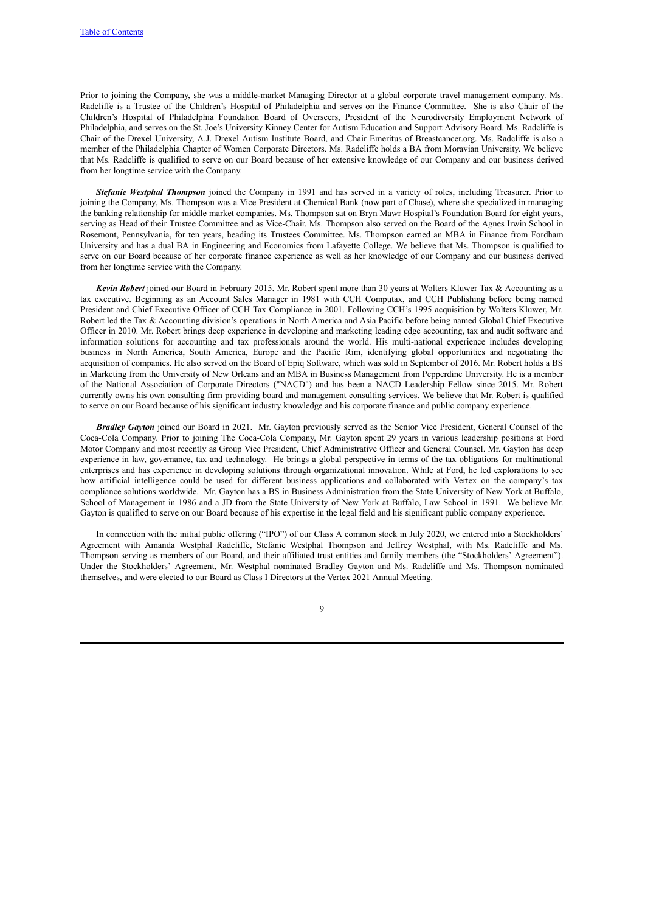Prior to joining the Company, she was a middle-market Managing Director at a global corporate travel management company. Ms. Radcliffe is a Trustee of the Children's Hospital of Philadelphia and serves on the Finance Committee. She is also Chair of the Children's Hospital of Philadelphia Foundation Board of Overseers, President of the Neurodiversity Employment Network of Philadelphia, and serves on the St. Joe's University Kinney Center for Autism Education and Support Advisory Board. Ms. Radcliffe is Chair of the Drexel University, A.J. Drexel Autism Institute Board, and Chair Emeritus of Breastcancer.org. Ms. Radcliffe is also a member of the Philadelphia Chapter of Women Corporate Directors. Ms. Radcliffe holds a BA from Moravian University. We believe that Ms. Radcliffe is qualified to serve on our Board because of her extensive knowledge of our Company and our business derived from her longtime service with the Company.

***Stefanie Westphal Thompson*** joined the Company in 1991 and has served in a variety of roles, including Treasurer. Prior to joining the Company, Ms. Thompson was a Vice President at Chemical Bank (now part of Chase), where she specialized in managing the banking relationship for middle market companies. Ms. Thompson sat on Bryn Mawr Hospital's Foundation Board for eight years, serving as Head of their Trustee Committee and as Vice-Chair. Ms. Thompson also served on the Board of the Agnes Irwin School in Rosemont, Pennsylvania, for ten years, heading its Trustees Committee. Ms. Thompson earned an MBA in Finance from Fordham University and has a dual BA in Engineering and Economics from Lafayette College. We believe that Ms. Thompson is qualified to serve on our Board because of her corporate finance experience as well as her knowledge of our Company and our business derived from her longtime service with the Company.

***Kevin Robert*** joined our Board in February 2015. Mr. Robert spent more than 30 years at Wolters Kluwer Tax & Accounting as a tax executive. Beginning as an Account Sales Manager in 1981 with CCH Computax, and CCH Publishing before being named President and Chief Executive Officer of CCH Tax Compliance in 2001. Following CCH's 1995 acquisition by Wolters Kluwer, Mr. Robert led the Tax & Accounting division's operations in North America and Asia Pacific before being named Global Chief Executive Officer in 2010. Mr. Robert brings deep experience in developing and marketing leading edge accounting, tax and audit software and information solutions for accounting and tax professionals around the world. His multi-national experience includes developing business in North America, South America, Europe and the Pacific Rim, identifying global opportunities and negotiating the acquisition of companies. He also served on the Board of Epiq Software, which was sold in September of 2016. Mr. Robert holds a BS in Marketing from the University of New Orleans and an MBA in Business Management from Pepperdine University. He is a member of the National Association of Corporate Directors ("NACD") and has been a NACD Leadership Fellow since 2015. Mr. Robert currently owns his own consulting firm providing board and management consulting services. We believe that Mr. Robert is qualified to serve on our Board because of his significant industry knowledge and his corporate finance and public company experience.

***Bradley Gayton*** joined our Board in 2021. Mr. Gayton previously served as the Senior Vice President, General Counsel of the Coca-Cola Company. Prior to joining The Coca-Cola Company, Mr. Gayton spent 29 years in various leadership positions at Ford Motor Company and most recently as Group Vice President, Chief Administrative Officer and General Counsel. Mr. Gayton has deep experience in law, governance, tax and technology. He brings a global perspective in terms of the tax obligations for multinational enterprises and has experience in developing solutions through organizational innovation. While at Ford, he led explorations to see how artificial intelligence could be used for different business applications and collaborated with Vertex on the company's tax compliance solutions worldwide. Mr. Gayton has a BS in Business Administration from the State University of New York at Buffalo, School of Management in 1986 and a JD from the State University of New York at Buffalo, Law School in 1991. We believe Mr. Gayton is qualified to serve on our Board because of his expertise in the legal field and his significant public company experience.

In connection with the initial public offering ("IPO") of our Class A common stock in July 2020, we entered into a Stockholders' Agreement with Amanda Westphal Radcliffe, Stefanie Westphal Thompson and Jeffrey Westphal, with Ms. Radcliffe and Ms. Thompson serving as members of our Board, and their affiliated trust entities and family members (the "Stockholders' Agreement"). Under the Stockholders' Agreement, Mr. Westphal nominated Bradley Gayton and Ms. Radcliffe and Ms. Thompson nominated themselves, and were elected to our Board as Class I Directors at the Vertex 2021 Annual Meeting.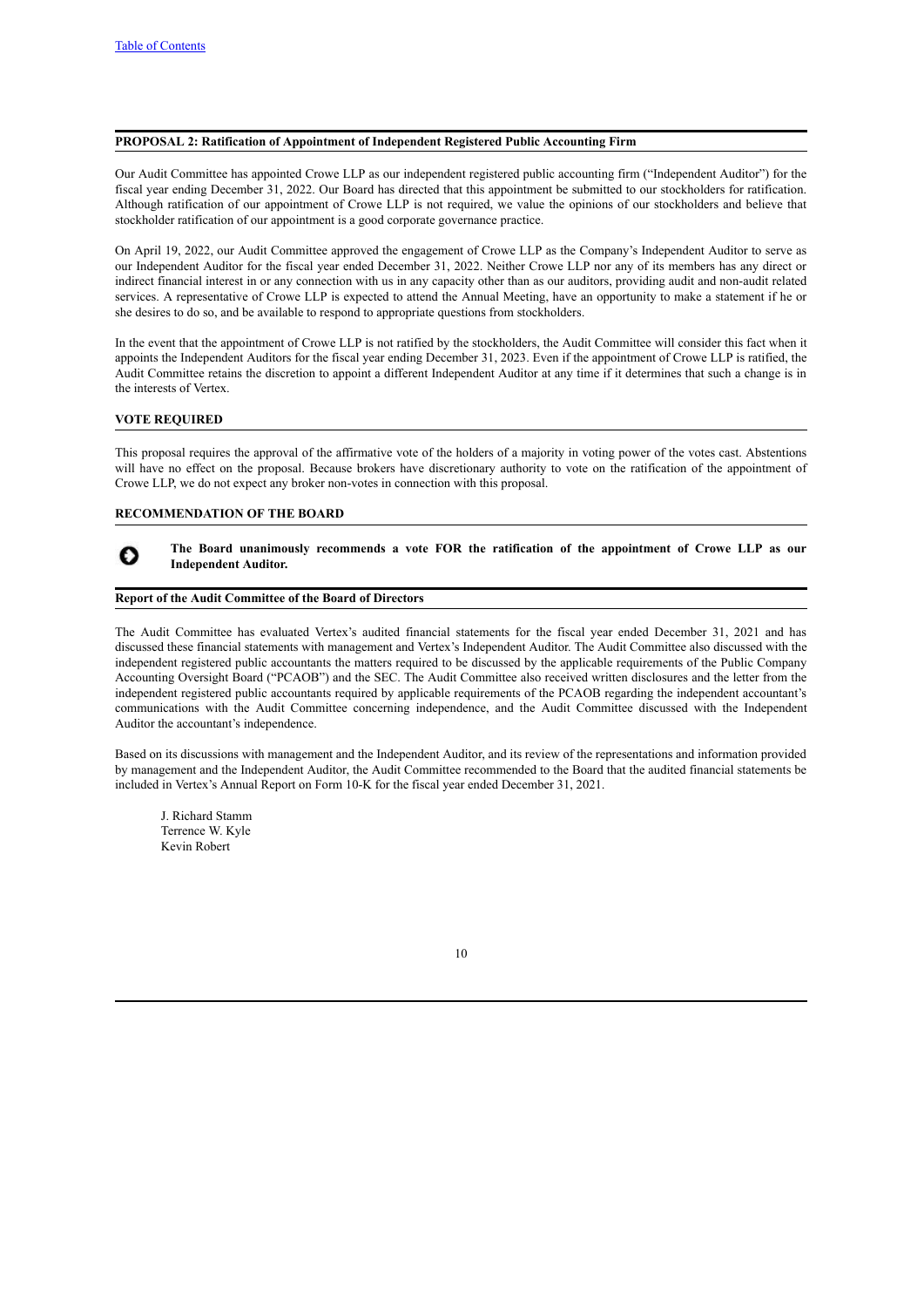## PROPOSAL 2: Ratification of Appointment of Independent Registered Public Accounting Firm

Our Audit Committee has appointed Crowe LLP as our independent registered public accounting firm ("Independent Auditor") for the fiscal year ending December 31, 2022. Our Board has directed that this appointment be submitted to our stockholders for ratification. Although ratification of our appointment of Crowe LLP is not required, we value the opinions of our stockholders and believe that stockholder ratification of our appointment is a good corporate governance practice.

On April 19, 2022, our Audit Committee approved the engagement of Crowe LLP as the Company's Independent Auditor to serve as our Independent Auditor for the fiscal year ended December 31, 2022. Neither Crowe LLP nor any of its members has any direct or indirect financial interest in or any connection with us in any capacity other than as our auditors, providing audit and non-audit related services. A representative of Crowe LLP is expected to attend the Annual Meeting, have an opportunity to make a statement if he or she desires to do so, and be available to respond to appropriate questions from stockholders.

In the event that the appointment of Crowe LLP is not ratified by the stockholders, the Audit Committee will consider this fact when it appoints the Independent Auditors for the fiscal year ending December 31, 2023. Even if the appointment of Crowe LLP is ratified, the Audit Committee retains the discretion to appoint a different Independent Auditor at any time if it determines that such a change is in the interests of Vertex.

### VOTE REQUIRED

This proposal requires the approval of the affirmative vote of the holders of a majority in voting power of the votes cast. Abstentions will have no effect on the proposal. Because brokers have discretionary authority to vote on the ratification of the appointment of Crowe LLP, we do not expect any broker non-votes in connection with this proposal.

### RECOMMENDATION OF THE BOARD

**The Board unanimously recommends a vote FOR the ratification of the appointment of Crowe LLP as our Independent Auditor.**

## Report of the Audit Committee of the Board of Directors

The Audit Committee has evaluated Vertex's audited financial statements for the fiscal year ended December 31, 2021 and has discussed these financial statements with management and Vertex's Independent Auditor. The Audit Committee also discussed with the independent registered public accountants the matters required to be discussed by the applicable requirements of the Public Company Accounting Oversight Board ("PCAOB") and the SEC. The Audit Committee also received written disclosures and the letter from the independent registered public accountants required by applicable requirements of the PCAOB regarding the independent accountant's communications with the Audit Committee concerning independence, and the Audit Committee discussed with the Independent Auditor the accountant's independence.

Based on its discussions with management and the Independent Auditor, and its review of the representations and information provided by management and the Independent Auditor, the Audit Committee recommended to the Board that the audited financial statements be included in Vertex's Annual Report on Form 10-K for the fiscal year ended December 31, 2021.

J. Richard Stamm
Terrence W. Kyle
Kevin Robert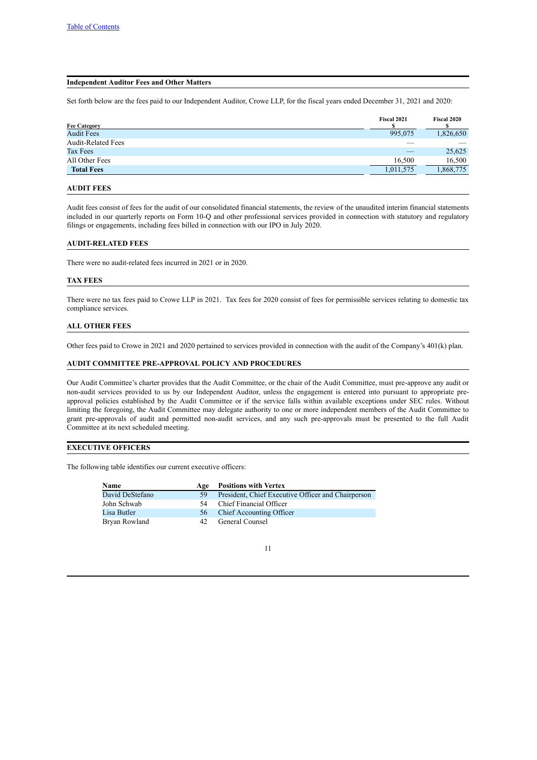## Independent Auditor Fees and Other Matters

Set forth below are the fees paid to our Independent Auditor, Crowe LLP, for the fiscal years ended December 31, 2021 and 2020:

| Fee Category | Fiscal 2021 $ | Fiscal 2020 $ |
|---|---|---|
| Audit Fees | 995,075 | 1,826,650 |
| Audit-Related Fees | — | — |
| Tax Fees | — | 25,625 |
| All Other Fees | 16,500 | 16,500 |
| **Total Fees** | 1,011,575 | 1,868,775 |

### AUDIT FEES

Audit fees consist of fees for the audit of our consolidated financial statements, the review of the unaudited interim financial statements included in our quarterly reports on Form 10-Q and other professional services provided in connection with statutory and regulatory filings or engagements, including fees billed in connection with our IPO in July 2020.

### AUDIT-RELATED FEES

There were no audit-related fees incurred in 2021 or in 2020.

### TAX FEES

There were no tax fees paid to Crowe LLP in 2021. Tax fees for 2020 consist of fees for permissible services relating to domestic tax compliance services.

### ALL OTHER FEES

Other fees paid to Crowe in 2021 and 2020 pertained to services provided in connection with the audit of the Company's 401(k) plan.

### AUDIT COMMITTEE PRE-APPROVAL POLICY AND PROCEDURES

Our Audit Committee's charter provides that the Audit Committee, or the chair of the Audit Committee, must pre-approve any audit or non-audit services provided to us by our Independent Auditor, unless the engagement is entered into pursuant to appropriate pre-approval policies established by the Audit Committee or if the service falls within available exceptions under SEC rules. Without limiting the foregoing, the Audit Committee may delegate authority to one or more independent members of the Audit Committee to grant pre-approvals of audit and permitted non-audit services, and any such pre-approvals must be presented to the full Audit Committee at its next scheduled meeting.

## EXECUTIVE OFFICERS

The following table identifies our current executive officers:

| Name | Age | Positions with Vertex |
|---|---|---|
| David DeStefano | 59 | President, Chief Executive Officer and Chairperson |
| John Schwab | 54 | Chief Financial Officer |
| Lisa Butler | 56 | Chief Accounting Officer |
| Bryan Rowland | 42 | General Counsel |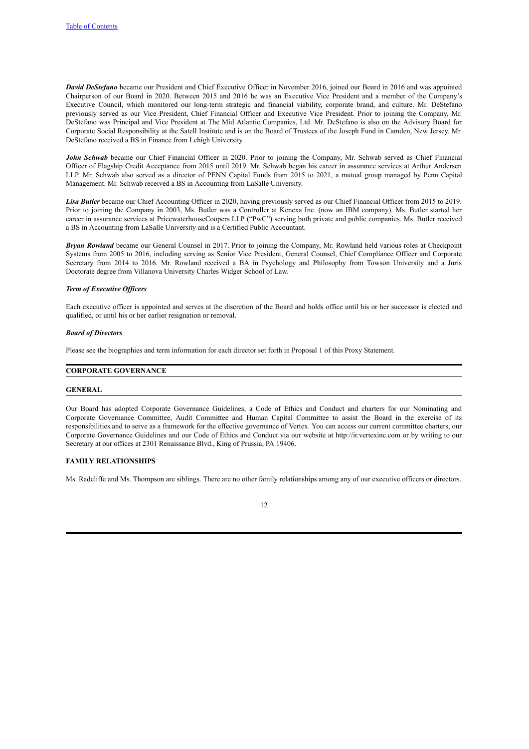***David DeStefano*** became our President and Chief Executive Officer in November 2016, joined our Board in 2016 and was appointed Chairperson of our Board in 2020. Between 2015 and 2016 he was an Executive Vice President and a member of the Company's Executive Council, which monitored our long-term strategic and financial viability, corporate brand, and culture. Mr. DeStefano previously served as our Vice President, Chief Financial Officer and Executive Vice President. Prior to joining the Company, Mr. DeStefano was Principal and Vice President at The Mid Atlantic Companies, Ltd. Mr. DeStefano is also on the Advisory Board for Corporate Social Responsibility at the Satell Institute and is on the Board of Trustees of the Joseph Fund in Camden, New Jersey. Mr. DeStefano received a BS in Finance from Lehigh University.

***John Schwab*** became our Chief Financial Officer in 2020. Prior to joining the Company, Mr. Schwab served as Chief Financial Officer of Flagship Credit Acceptance from 2015 until 2019. Mr. Schwab began his career in assurance services at Arthur Andersen LLP. Mr. Schwab also served as a director of PENN Capital Funds from 2015 to 2021, a mutual group managed by Penn Capital Management. Mr. Schwab received a BS in Accounting from LaSalle University.

***Lisa Butler*** became our Chief Accounting Officer in 2020, having previously served as our Chief Financial Officer from 2015 to 2019. Prior to joining the Company in 2003, Ms. Butler was a Controller at Kenexa Inc. (now an IBM company). Ms. Butler started her career in assurance services at PricewaterhouseCoopers LLP ("PwC") serving both private and public companies. Ms. Butler received a BS in Accounting from LaSalle University and is a Certified Public Accountant.

***Bryan Rowland*** became our General Counsel in 2017. Prior to joining the Company, Mr. Rowland held various roles at Checkpoint Systems from 2005 to 2016, including serving as Senior Vice President, General Counsel, Chief Compliance Officer and Corporate Secretary from 2014 to 2016. Mr. Rowland received a BA in Psychology and Philosophy from Towson University and a Juris Doctorate degree from Villanova University Charles Widger School of Law.

***Term of Executive Officers***

Each executive officer is appointed and serves at the discretion of the Board and holds office until his or her successor is elected and qualified, or until his or her earlier resignation or removal.

***Board of Directors***

Please see the biographies and term information for each director set forth in Proposal 1 of this Proxy Statement.

## CORPORATE GOVERNANCE

### GENERAL

Our Board has adopted Corporate Governance Guidelines, a Code of Ethics and Conduct and charters for our Nominating and Corporate Governance Committee, Audit Committee and Human Capital Committee to assist the Board in the exercise of its responsibilities and to serve as a framework for the effective governance of Vertex. You can access our current committee charters, our Corporate Governance Guidelines and our Code of Ethics and Conduct via our website at http://ir.vertexinc.com or by writing to our Secretary at our offices at 2301 Renaissance Blvd., King of Prussia, PA 19406.

### FAMILY RELATIONSHIPS

Ms. Radcliffe and Ms. Thompson are siblings. There are no other family relationships among any of our executive officers or directors.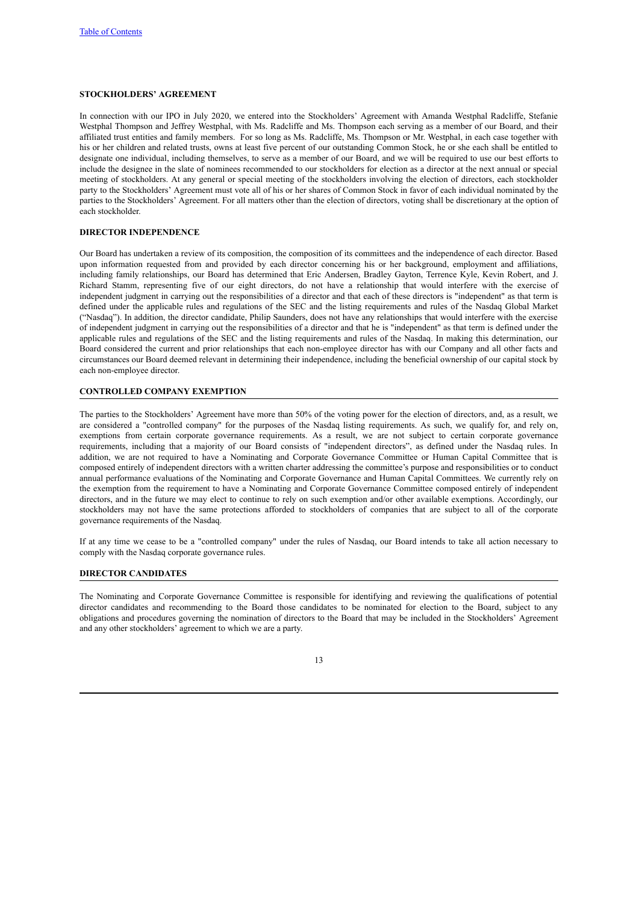## STOCKHOLDERS' AGREEMENT

In connection with our IPO in July 2020, we entered into the Stockholders' Agreement with Amanda Westphal Radcliffe, Stefanie Westphal Thompson and Jeffrey Westphal, with Ms. Radcliffe and Ms. Thompson each serving as a member of our Board, and their affiliated trust entities and family members. For so long as Ms. Radcliffe, Ms. Thompson or Mr. Westphal, in each case together with his or her children and related trusts, owns at least five percent of our outstanding Common Stock, he or she each shall be entitled to designate one individual, including themselves, to serve as a member of our Board, and we will be required to use our best efforts to include the designee in the slate of nominees recommended to our stockholders for election as a director at the next annual or special meeting of stockholders. At any general or special meeting of the stockholders involving the election of directors, each stockholder party to the Stockholders' Agreement must vote all of his or her shares of Common Stock in favor of each individual nominated by the parties to the Stockholders' Agreement. For all matters other than the election of directors, voting shall be discretionary at the option of each stockholder.

## DIRECTOR INDEPENDENCE

Our Board has undertaken a review of its composition, the composition of its committees and the independence of each director. Based upon information requested from and provided by each director concerning his or her background, employment and affiliations, including family relationships, our Board has determined that Eric Andersen, Bradley Gayton, Terrence Kyle, Kevin Robert, and J. Richard Stamm, representing five of our eight directors, do not have a relationship that would interfere with the exercise of independent judgment in carrying out the responsibilities of a director and that each of these directors is "independent" as that term is defined under the applicable rules and regulations of the SEC and the listing requirements and rules of the Nasdaq Global Market ("Nasdaq"). In addition, the director candidate, Philip Saunders, does not have any relationships that would interfere with the exercise of independent judgment in carrying out the responsibilities of a director and that he is "independent" as that term is defined under the applicable rules and regulations of the SEC and the listing requirements and rules of the Nasdaq. In making this determination, our Board considered the current and prior relationships that each non-employee director has with our Company and all other facts and circumstances our Board deemed relevant in determining their independence, including the beneficial ownership of our capital stock by each non-employee director.

## CONTROLLED COMPANY EXEMPTION

The parties to the Stockholders' Agreement have more than 50% of the voting power for the election of directors, and, as a result, we are considered a "controlled company" for the purposes of the Nasdaq listing requirements. As such, we qualify for, and rely on, exemptions from certain corporate governance requirements. As a result, we are not subject to certain corporate governance requirements, including that a majority of our Board consists of "independent directors", as defined under the Nasdaq rules. In addition, we are not required to have a Nominating and Corporate Governance Committee or Human Capital Committee that is composed entirely of independent directors with a written charter addressing the committee's purpose and responsibilities or to conduct annual performance evaluations of the Nominating and Corporate Governance and Human Capital Committees. We currently rely on the exemption from the requirement to have a Nominating and Corporate Governance Committee composed entirely of independent directors, and in the future we may elect to continue to rely on such exemption and/or other available exemptions. Accordingly, our stockholders may not have the same protections afforded to stockholders of companies that are subject to all of the corporate governance requirements of the Nasdaq.

If at any time we cease to be a "controlled company" under the rules of Nasdaq, our Board intends to take all action necessary to comply with the Nasdaq corporate governance rules.

## DIRECTOR CANDIDATES

The Nominating and Corporate Governance Committee is responsible for identifying and reviewing the qualifications of potential director candidates and recommending to the Board those candidates to be nominated for election to the Board, subject to any obligations and procedures governing the nomination of directors to the Board that may be included in the Stockholders' Agreement and any other stockholders' agreement to which we are a party.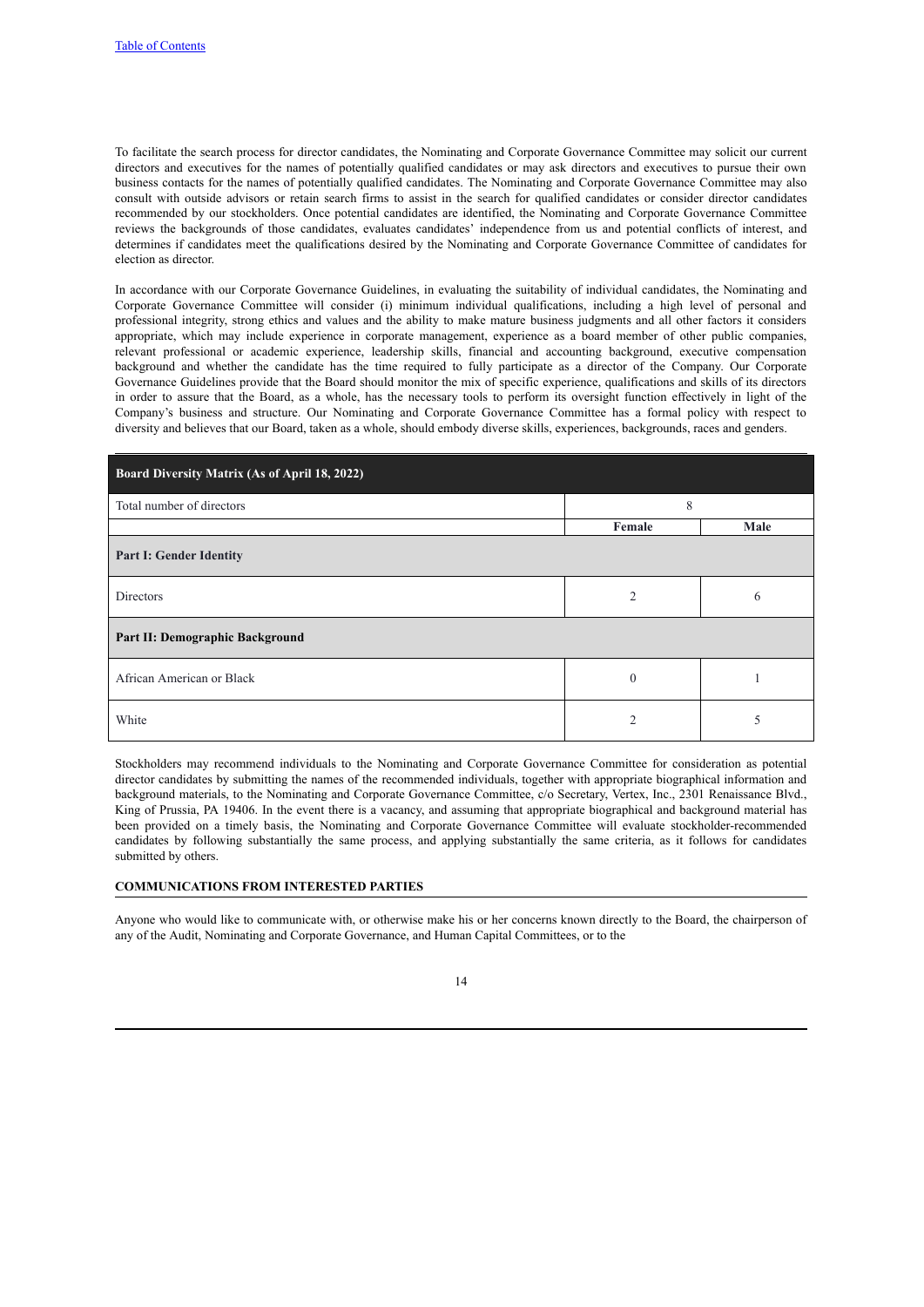To facilitate the search process for director candidates, the Nominating and Corporate Governance Committee may solicit our current directors and executives for the names of potentially qualified candidates or may ask directors and executives to pursue their own business contacts for the names of potentially qualified candidates. The Nominating and Corporate Governance Committee may also consult with outside advisors or retain search firms to assist in the search for qualified candidates or consider director candidates recommended by our stockholders. Once potential candidates are identified, the Nominating and Corporate Governance Committee reviews the backgrounds of those candidates, evaluates candidates' independence from us and potential conflicts of interest, and determines if candidates meet the qualifications desired by the Nominating and Corporate Governance Committee of candidates for election as director.

In accordance with our Corporate Governance Guidelines, in evaluating the suitability of individual candidates, the Nominating and Corporate Governance Committee will consider (i) minimum individual qualifications, including a high level of personal and professional integrity, strong ethics and values and the ability to make mature business judgments and all other factors it considers appropriate, which may include experience in corporate management, experience as a board member of other public companies, relevant professional or academic experience, leadership skills, financial and accounting background, executive compensation background and whether the candidate has the time required to fully participate as a director of the Company. Our Corporate Governance Guidelines provide that the Board should monitor the mix of specific experience, qualifications and skills of its directors in order to assure that the Board, as a whole, has the necessary tools to perform its oversight function effectively in light of the Company's business and structure. Our Nominating and Corporate Governance Committee has a formal policy with respect to diversity and believes that our Board, taken as a whole, should embody diverse skills, experiences, backgrounds, races and genders.

| **Board Diversity Matrix (As of April 18, 2022)** | | |
|---|---|---|
| Total number of directors | 8 | |
| | **Female** | **Male** |
| **Part I: Gender Identity** | | |
| Directors | 2 | 6 |
| **Part II: Demographic Background** | | |
| African American or Black | 0 | 1 |
| White | 2 | 5 |

Stockholders may recommend individuals to the Nominating and Corporate Governance Committee for consideration as potential director candidates by submitting the names of the recommended individuals, together with appropriate biographical information and background materials, to the Nominating and Corporate Governance Committee, c/o Secretary, Vertex, Inc., 2301 Renaissance Blvd., King of Prussia, PA 19406. In the event there is a vacancy, and assuming that appropriate biographical and background material has been provided on a timely basis, the Nominating and Corporate Governance Committee will evaluate stockholder-recommended candidates by following substantially the same process, and applying substantially the same criteria, as it follows for candidates submitted by others.

## COMMUNICATIONS FROM INTERESTED PARTIES

Anyone who would like to communicate with, or otherwise make his or her concerns known directly to the Board, the chairperson of any of the Audit, Nominating and Corporate Governance, and Human Capital Committees, or to the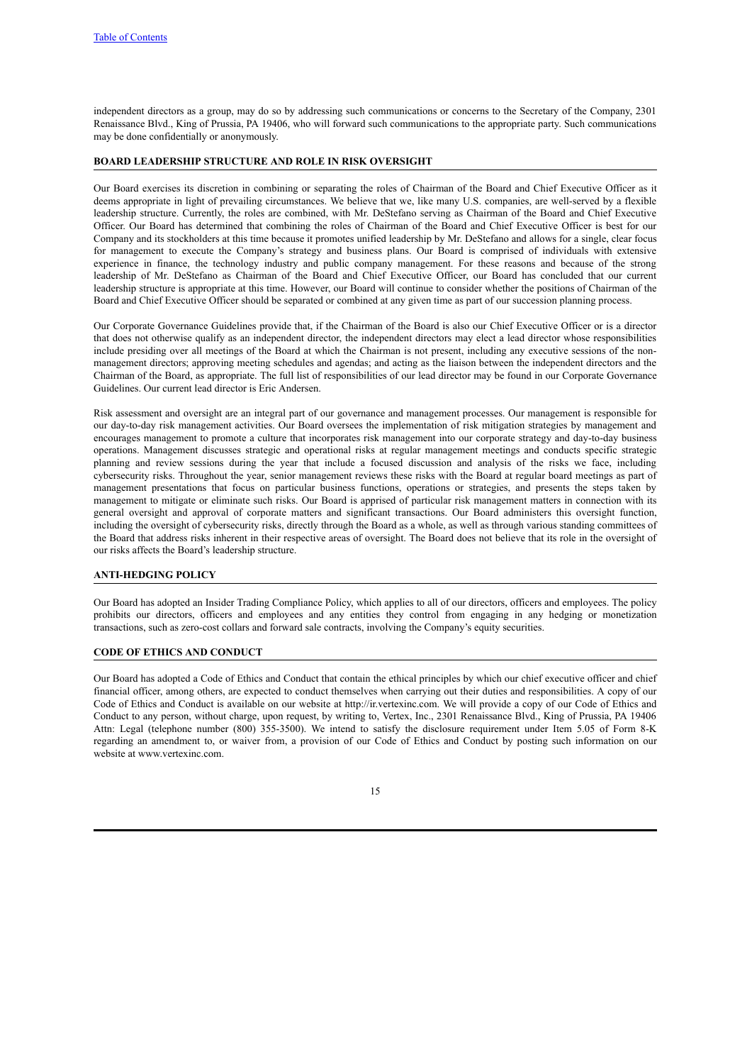independent directors as a group, may do so by addressing such communications or concerns to the Secretary of the Company, 2301 Renaissance Blvd., King of Prussia, PA 19406, who will forward such communications to the appropriate party. Such communications may be done confidentially or anonymously.

## BOARD LEADERSHIP STRUCTURE AND ROLE IN RISK OVERSIGHT

Our Board exercises its discretion in combining or separating the roles of Chairman of the Board and Chief Executive Officer as it deems appropriate in light of prevailing circumstances. We believe that we, like many U.S. companies, are well-served by a flexible leadership structure. Currently, the roles are combined, with Mr. DeStefano serving as Chairman of the Board and Chief Executive Officer. Our Board has determined that combining the roles of Chairman of the Board and Chief Executive Officer is best for our Company and its stockholders at this time because it promotes unified leadership by Mr. DeStefano and allows for a single, clear focus for management to execute the Company's strategy and business plans. Our Board is comprised of individuals with extensive experience in finance, the technology industry and public company management. For these reasons and because of the strong leadership of Mr. DeStefano as Chairman of the Board and Chief Executive Officer, our Board has concluded that our current leadership structure is appropriate at this time. However, our Board will continue to consider whether the positions of Chairman of the Board and Chief Executive Officer should be separated or combined at any given time as part of our succession planning process.

Our Corporate Governance Guidelines provide that, if the Chairman of the Board is also our Chief Executive Officer or is a director that does not otherwise qualify as an independent director, the independent directors may elect a lead director whose responsibilities include presiding over all meetings of the Board at which the Chairman is not present, including any executive sessions of the non-management directors; approving meeting schedules and agendas; and acting as the liaison between the independent directors and the Chairman of the Board, as appropriate. The full list of responsibilities of our lead director may be found in our Corporate Governance Guidelines. Our current lead director is Eric Andersen.

Risk assessment and oversight are an integral part of our governance and management processes. Our management is responsible for our day-to-day risk management activities. Our Board oversees the implementation of risk mitigation strategies by management and encourages management to promote a culture that incorporates risk management into our corporate strategy and day-to-day business operations. Management discusses strategic and operational risks at regular management meetings and conducts specific strategic planning and review sessions during the year that include a focused discussion and analysis of the risks we face, including cybersecurity risks. Throughout the year, senior management reviews these risks with the Board at regular board meetings as part of management presentations that focus on particular business functions, operations or strategies, and presents the steps taken by management to mitigate or eliminate such risks. Our Board is apprised of particular risk management matters in connection with its general oversight and approval of corporate matters and significant transactions. Our Board administers this oversight function, including the oversight of cybersecurity risks, directly through the Board as a whole, as well as through various standing committees of the Board that address risks inherent in their respective areas of oversight. The Board does not believe that its role in the oversight of our risks affects the Board's leadership structure.

## ANTI-HEDGING POLICY

Our Board has adopted an Insider Trading Compliance Policy, which applies to all of our directors, officers and employees. The policy prohibits our directors, officers and employees and any entities they control from engaging in any hedging or monetization transactions, such as zero-cost collars and forward sale contracts, involving the Company's equity securities.

## CODE OF ETHICS AND CONDUCT

Our Board has adopted a Code of Ethics and Conduct that contain the ethical principles by which our chief executive officer and chief financial officer, among others, are expected to conduct themselves when carrying out their duties and responsibilities. A copy of our Code of Ethics and Conduct is available on our website at http://ir.vertexinc.com. We will provide a copy of our Code of Ethics and Conduct to any person, without charge, upon request, by writing to, Vertex, Inc., 2301 Renaissance Blvd., King of Prussia, PA 19406 Attn: Legal (telephone number (800) 355-3500). We intend to satisfy the disclosure requirement under Item 5.05 of Form 8-K regarding an amendment to, or waiver from, a provision of our Code of Ethics and Conduct by posting such information on our website at www.vertexinc.com.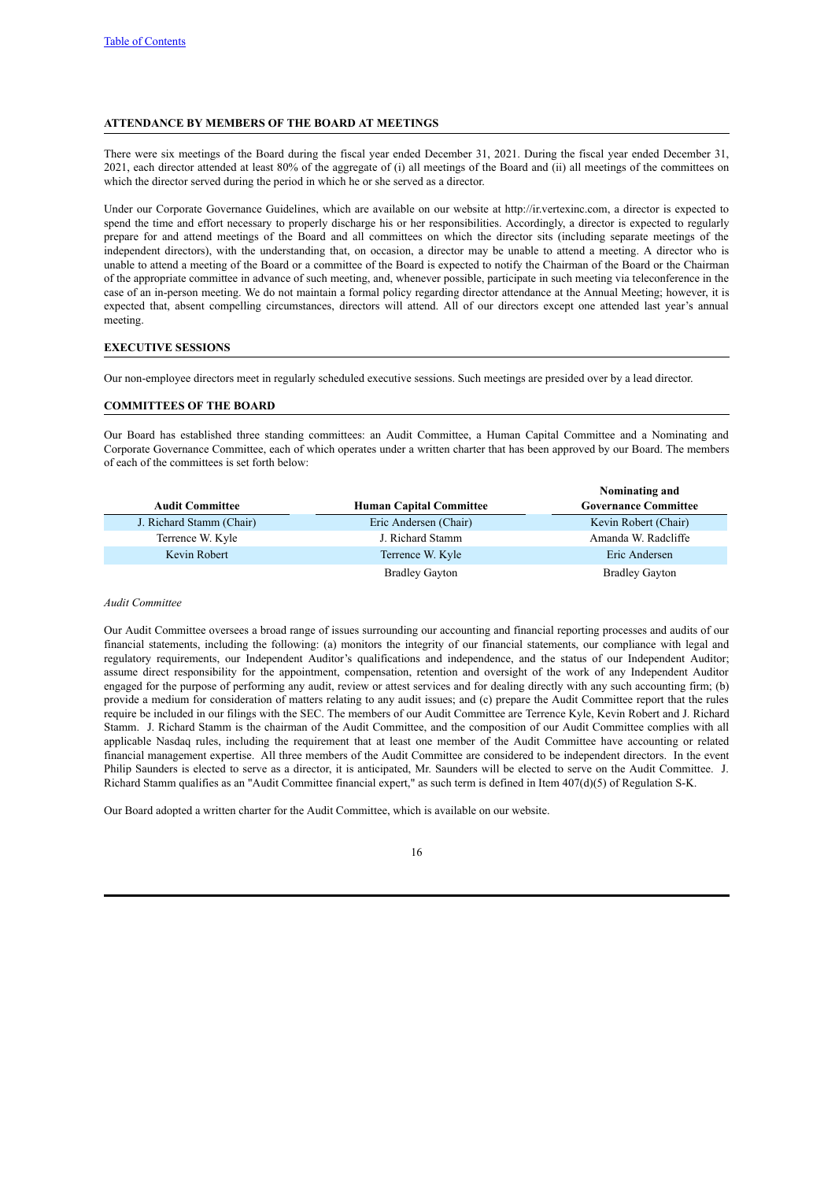## ATTENDANCE BY MEMBERS OF THE BOARD AT MEETINGS

There were six meetings of the Board during the fiscal year ended December 31, 2021. During the fiscal year ended December 31, 2021, each director attended at least 80% of the aggregate of (i) all meetings of the Board and (ii) all meetings of the committees on which the director served during the period in which he or she served as a director.

Under our Corporate Governance Guidelines, which are available on our website at http://ir.vertexinc.com, a director is expected to spend the time and effort necessary to properly discharge his or her responsibilities. Accordingly, a director is expected to regularly prepare for and attend meetings of the Board and all committees on which the director sits (including separate meetings of the independent directors), with the understanding that, on occasion, a director may be unable to attend a meeting. A director who is unable to attend a meeting of the Board or a committee of the Board is expected to notify the Chairman of the Board or the Chairman of the appropriate committee in advance of such meeting, and, whenever possible, participate in such meeting via teleconference in the case of an in-person meeting. We do not maintain a formal policy regarding director attendance at the Annual Meeting; however, it is expected that, absent compelling circumstances, directors will attend. All of our directors except one attended last year's annual meeting.

## EXECUTIVE SESSIONS

Our non-employee directors meet in regularly scheduled executive sessions. Such meetings are presided over by a lead director.

## COMMITTEES OF THE BOARD

Our Board has established three standing committees: an Audit Committee, a Human Capital Committee and a Nominating and Corporate Governance Committee, each of which operates under a written charter that has been approved by our Board. The members of each of the committees is set forth below:

| Audit Committee | Human Capital Committee | Nominating and Governance Committee |
|---|---|---|
| J. Richard Stamm (Chair) | Eric Andersen (Chair) | Kevin Robert (Chair) |
| Terrence W. Kyle | J. Richard Stamm | Amanda W. Radcliffe |
| Kevin Robert | Terrence W. Kyle | Eric Andersen |
| | Bradley Gayton | Bradley Gayton |

*Audit Committee*

Our Audit Committee oversees a broad range of issues surrounding our accounting and financial reporting processes and audits of our financial statements, including the following: (a) monitors the integrity of our financial statements, our compliance with legal and regulatory requirements, our Independent Auditor's qualifications and independence, and the status of our Independent Auditor; assume direct responsibility for the appointment, compensation, retention and oversight of the work of any Independent Auditor engaged for the purpose of performing any audit, review or attest services and for dealing directly with any such accounting firm; (b) provide a medium for consideration of matters relating to any audit issues; and (c) prepare the Audit Committee report that the rules require be included in our filings with the SEC. The members of our Audit Committee are Terrence Kyle, Kevin Robert and J. Richard Stamm. J. Richard Stamm is the chairman of the Audit Committee, and the composition of our Audit Committee complies with all applicable Nasdaq rules, including the requirement that at least one member of the Audit Committee have accounting or related financial management expertise. All three members of the Audit Committee are considered to be independent directors. In the event Philip Saunders is elected to serve as a director, it is anticipated, Mr. Saunders will be elected to serve on the Audit Committee. J. Richard Stamm qualifies as an "Audit Committee financial expert," as such term is defined in Item 407(d)(5) of Regulation S-K.

Our Board adopted a written charter for the Audit Committee, which is available on our website.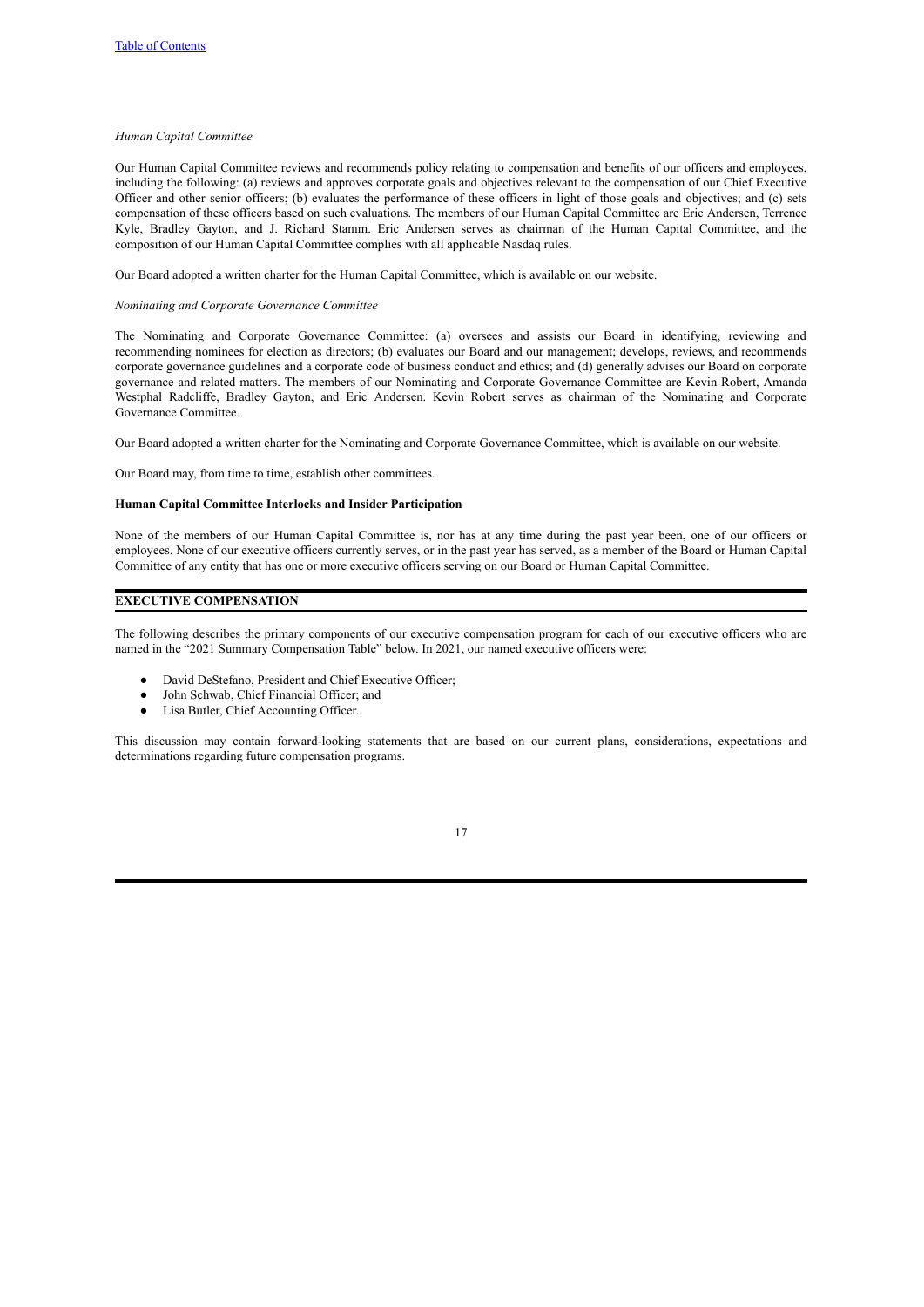*Human Capital Committee*

Our Human Capital Committee reviews and recommends policy relating to compensation and benefits of our officers and employees, including the following: (a) reviews and approves corporate goals and objectives relevant to the compensation of our Chief Executive Officer and other senior officers; (b) evaluates the performance of these officers in light of those goals and objectives; and (c) sets compensation of these officers based on such evaluations. The members of our Human Capital Committee are Eric Andersen, Terrence Kyle, Bradley Gayton, and J. Richard Stamm. Eric Andersen serves as chairman of the Human Capital Committee, and the composition of our Human Capital Committee complies with all applicable Nasdaq rules.

Our Board adopted a written charter for the Human Capital Committee, which is available on our website.

*Nominating and Corporate Governance Committee*

The Nominating and Corporate Governance Committee: (a) oversees and assists our Board in identifying, reviewing and recommending nominees for election as directors; (b) evaluates our Board and our management; develops, reviews, and recommends corporate governance guidelines and a corporate code of business conduct and ethics; and (d) generally advises our Board on corporate governance and related matters. The members of our Nominating and Corporate Governance Committee are Kevin Robert, Amanda Westphal Radcliffe, Bradley Gayton, and Eric Andersen. Kevin Robert serves as chairman of the Nominating and Corporate Governance Committee.

Our Board adopted a written charter for the Nominating and Corporate Governance Committee, which is available on our website.

Our Board may, from time to time, establish other committees.

**Human Capital Committee Interlocks and Insider Participation**

None of the members of our Human Capital Committee is, nor has at any time during the past year been, one of our officers or employees. None of our executive officers currently serves, or in the past year has served, as a member of the Board or Human Capital Committee of any entity that has one or more executive officers serving on our Board or Human Capital Committee.

## EXECUTIVE COMPENSATION

The following describes the primary components of our executive compensation program for each of our executive officers who are named in the "2021 Summary Compensation Table" below. In 2021, our named executive officers were:

- David DeStefano, President and Chief Executive Officer;
- John Schwab, Chief Financial Officer; and
- Lisa Butler, Chief Accounting Officer.

This discussion may contain forward-looking statements that are based on our current plans, considerations, expectations and determinations regarding future compensation programs.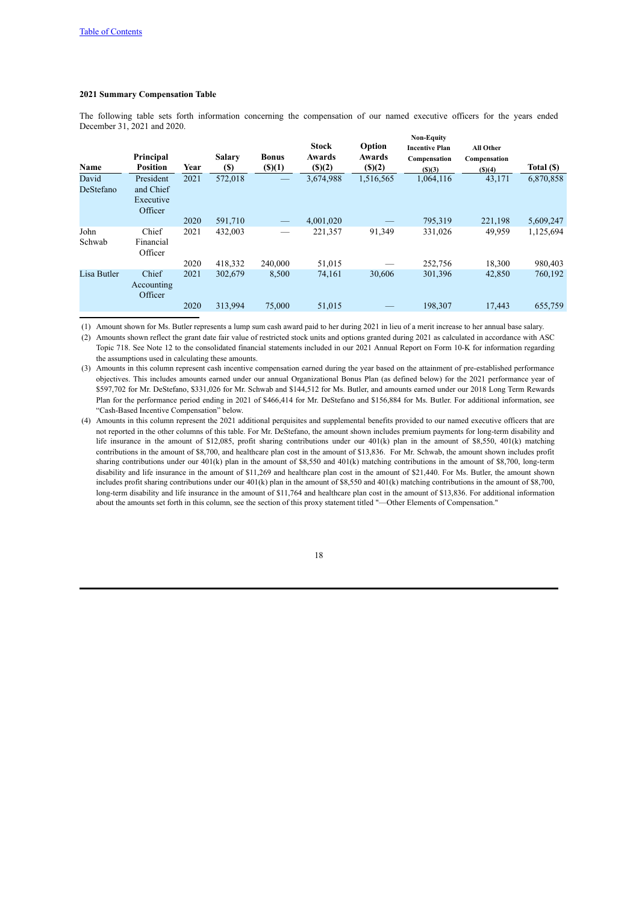**2021 Summary Compensation Table**

The following table sets forth information concerning the compensation of our named executive officers for the years ended December 31, 2021 and 2020.

| Name | Principal Position | Year | Salary ($) | Bonus ($)(1) | Stock Awards ($)(2) | Option Awards ($)(2) | Non-Equity Incentive Plan Compensation ($)(3) | All Other Compensation ($)(4) | Total ($) |
|---|---|---|---|---|---|---|---|---|---|
| David DeStefano | President and Chief Executive Officer | 2021 | 572,018 | — | 3,674,988 | 1,516,565 | 1,064,116 | 43,171 | 6,870,858 |
| | | 2020 | 591,710 | — | 4,001,020 | — | 795,319 | 221,198 | 5,609,247 |
| John Schwab | Chief Financial Officer | 2021 | 432,003 | — | 221,357 | 91,349 | 331,026 | 49,959 | 1,125,694 |
| | | 2020 | 418,332 | 240,000 | 51,015 | — | 252,756 | 18,300 | 980,403 |
| Lisa Butler | Chief Accounting Officer | 2021 | 302,679 | 8,500 | 74,161 | 30,606 | 301,396 | 42,850 | 760,192 |
| | | 2020 | 313,994 | 75,000 | 51,015 | — | 198,307 | 17,443 | 655,759 |

(1) Amount shown for Ms. Butler represents a lump sum cash award paid to her during 2021 in lieu of a merit increase to her annual base salary.

(2) Amounts shown reflect the grant date fair value of restricted stock units and options granted during 2021 as calculated in accordance with ASC Topic 718. See Note 12 to the consolidated financial statements included in our 2021 Annual Report on Form 10-K for information regarding the assumptions used in calculating these amounts.

(3) Amounts in this column represent cash incentive compensation earned during the year based on the attainment of pre-established performance objectives. This includes amounts earned under our annual Organizational Bonus Plan (as defined below) for the 2021 performance year of $597,702 for Mr. DeStefano, $331,026 for Mr. Schwab and $144,512 for Ms. Butler, and amounts earned under our 2018 Long Term Rewards Plan for the performance period ending in 2021 of $466,414 for Mr. DeStefano and $156,884 for Ms. Butler. For additional information, see "Cash-Based Incentive Compensation" below.

(4) Amounts in this column represent the 2021 additional perquisites and supplemental benefits provided to our named executive officers that are not reported in the other columns of this table. For Mr. DeStefano, the amount shown includes premium payments for long-term disability and life insurance in the amount of $12,085, profit sharing contributions under our 401(k) plan in the amount of $8,550, 401(k) matching contributions in the amount of $8,700, and healthcare plan cost in the amount of $13,836. For Mr. Schwab, the amount shown includes profit sharing contributions under our 401(k) plan in the amount of $8,550 and 401(k) matching contributions in the amount of $8,700, long-term disability and life insurance in the amount of $11,269 and healthcare plan cost in the amount of $21,440. For Ms. Butler, the amount shown includes profit sharing contributions under our 401(k) plan in the amount of $8,550 and 401(k) matching contributions in the amount of $8,700, long-term disability and life insurance in the amount of $11,764 and healthcare plan cost in the amount of $13,836. For additional information about the amounts set forth in this column, see the section of this proxy statement titled "—Other Elements of Compensation."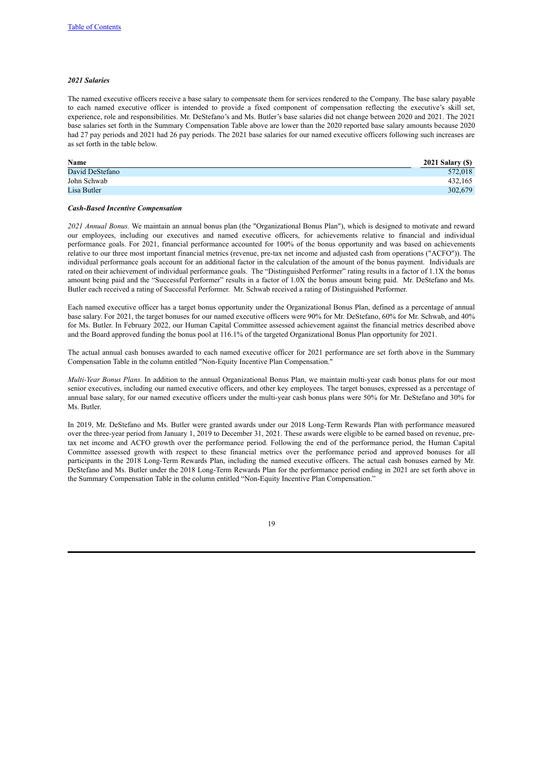### *2021 Salaries*

The named executive officers receive a base salary to compensate them for services rendered to the Company. The base salary payable to each named executive officer is intended to provide a fixed component of compensation reflecting the executive's skill set, experience, role and responsibilities. Mr. DeStefano's and Ms. Butler's base salaries did not change between 2020 and 2021. The 2021 base salaries set forth in the Summary Compensation Table above are lower than the 2020 reported base salary amounts because 2020 had 27 pay periods and 2021 had 26 pay periods. The 2021 base salaries for our named executive officers following such increases are as set forth in the table below.

| Name | 2021 Salary ($) |
|---|---|
| David DeStefano | 572,018 |
| John Schwab | 432,165 |
| Lisa Butler | 302,679 |

### *Cash-Based Incentive Compensation*

*2021 Annual Bonus.* We maintain an annual bonus plan (the "Organizational Bonus Plan"), which is designed to motivate and reward our employees, including our executives and named executive officers, for achievements relative to financial and individual performance goals. For 2021, financial performance accounted for 100% of the bonus opportunity and was based on achievements relative to our three most important financial metrics (revenue, pre-tax net income and adjusted cash from operations ("ACFO")). The individual performance goals account for an additional factor in the calculation of the amount of the bonus payment. Individuals are rated on their achievement of individual performance goals. The "Distinguished Performer" rating results in a factor of 1.1X the bonus amount being paid and the "Successful Performer" results in a factor of 1.0X the bonus amount being paid. Mr. DeStefano and Ms. Butler each received a rating of Successful Performer. Mr. Schwab received a rating of Distinguished Performer.

Each named executive officer has a target bonus opportunity under the Organizational Bonus Plan, defined as a percentage of annual base salary. For 2021, the target bonuses for our named executive officers were 90% for Mr. DeStefano, 60% for Mr. Schwab, and 40% for Ms. Butler. In February 2022, our Human Capital Committee assessed achievement against the financial metrics described above and the Board approved funding the bonus pool at 116.1% of the targeted Organizational Bonus Plan opportunity for 2021.

The actual annual cash bonuses awarded to each named executive officer for 2021 performance are set forth above in the Summary Compensation Table in the column entitled "Non-Equity Incentive Plan Compensation."

*Multi-Year Bonus Plans.* In addition to the annual Organizational Bonus Plan, we maintain multi-year cash bonus plans for our most senior executives, including our named executive officers, and other key employees. The target bonuses, expressed as a percentage of annual base salary, for our named executive officers under the multi-year cash bonus plans were 50% for Mr. DeStefano and 30% for Ms. Butler.

In 2019, Mr. DeStefano and Ms. Butler were granted awards under our 2018 Long-Term Rewards Plan with performance measured over the three-year period from January 1, 2019 to December 31, 2021. These awards were eligible to be earned based on revenue, pre-tax net income and ACFO growth over the performance period. Following the end of the performance period, the Human Capital Committee assessed growth with respect to these financial metrics over the performance period and approved bonuses for all participants in the 2018 Long-Term Rewards Plan, including the named executive officers. The actual cash bonuses earned by Mr. DeStefano and Ms. Butler under the 2018 Long-Term Rewards Plan for the performance period ending in 2021 are set forth above in the Summary Compensation Table in the column entitled "Non-Equity Incentive Plan Compensation."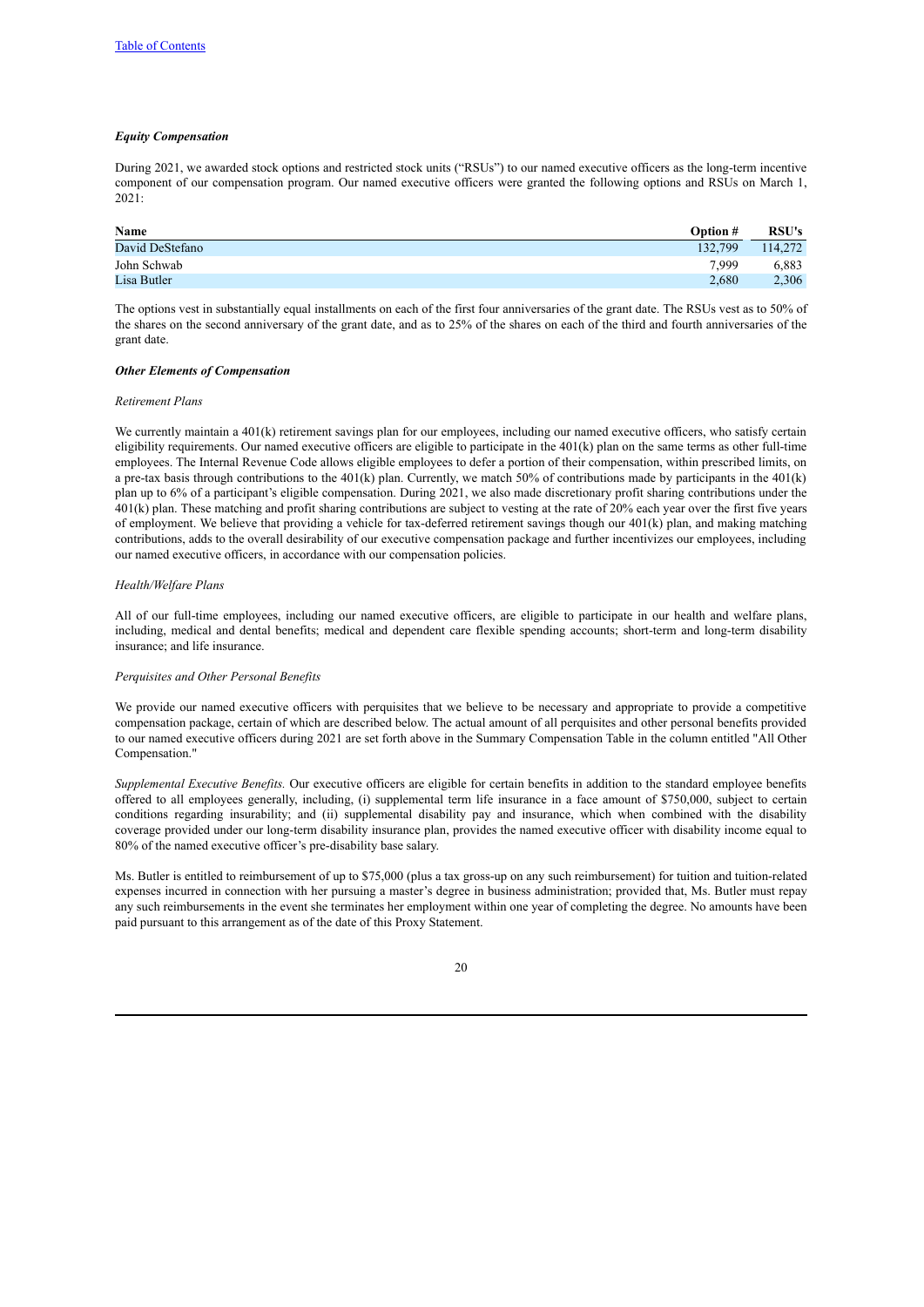[Table of Contents](#)

***Equity Compensation***

During 2021, we awarded stock options and restricted stock units ("RSUs") to our named executive officers as the long-term incentive component of our compensation program. Our named executive officers were granted the following options and RSUs on March 1, 2021:

| Name | Option # | RSU's |
|---|---|---|
| David DeStefano | 132,799 | 114,272 |
| John Schwab | 7,999 | 6,883 |
| Lisa Butler | 2,680 | 2,306 |

The options vest in substantially equal installments on each of the first four anniversaries of the grant date. The RSUs vest as to 50% of the shares on the second anniversary of the grant date, and as to 25% of the shares on each of the third and fourth anniversaries of the grant date.

***Other Elements of Compensation***

*Retirement Plans*

We currently maintain a 401(k) retirement savings plan for our employees, including our named executive officers, who satisfy certain eligibility requirements. Our named executive officers are eligible to participate in the 401(k) plan on the same terms as other full-time employees. The Internal Revenue Code allows eligible employees to defer a portion of their compensation, within prescribed limits, on a pre-tax basis through contributions to the 401(k) plan. Currently, we match 50% of contributions made by participants in the 401(k) plan up to 6% of a participant's eligible compensation. During 2021, we also made discretionary profit sharing contributions under the 401(k) plan. These matching and profit sharing contributions are subject to vesting at the rate of 20% each year over the first five years of employment. We believe that providing a vehicle for tax-deferred retirement savings though our 401(k) plan, and making matching contributions, adds to the overall desirability of our executive compensation package and further incentivizes our employees, including our named executive officers, in accordance with our compensation policies.

*Health/Welfare Plans*

All of our full-time employees, including our named executive officers, are eligible to participate in our health and welfare plans, including, medical and dental benefits; medical and dependent care flexible spending accounts; short-term and long-term disability insurance; and life insurance.

*Perquisites and Other Personal Benefits*

We provide our named executive officers with perquisites that we believe to be necessary and appropriate to provide a competitive compensation package, certain of which are described below. The actual amount of all perquisites and other personal benefits provided to our named executive officers during 2021 are set forth above in the Summary Compensation Table in the column entitled "All Other Compensation."

*Supplemental Executive Benefits.* Our executive officers are eligible for certain benefits in addition to the standard employee benefits offered to all employees generally, including, (i) supplemental term life insurance in a face amount of $750,000, subject to certain conditions regarding insurability; and (ii) supplemental disability pay and insurance, which when combined with the disability coverage provided under our long-term disability insurance plan, provides the named executive officer with disability income equal to 80% of the named executive officer's pre-disability base salary.

Ms. Butler is entitled to reimbursement of up to $75,000 (plus a tax gross-up on any such reimbursement) for tuition and tuition-related expenses incurred in connection with her pursuing a master's degree in business administration; provided that, Ms. Butler must repay any such reimbursements in the event she terminates her employment within one year of completing the degree. No amounts have been paid pursuant to this arrangement as of the date of this Proxy Statement.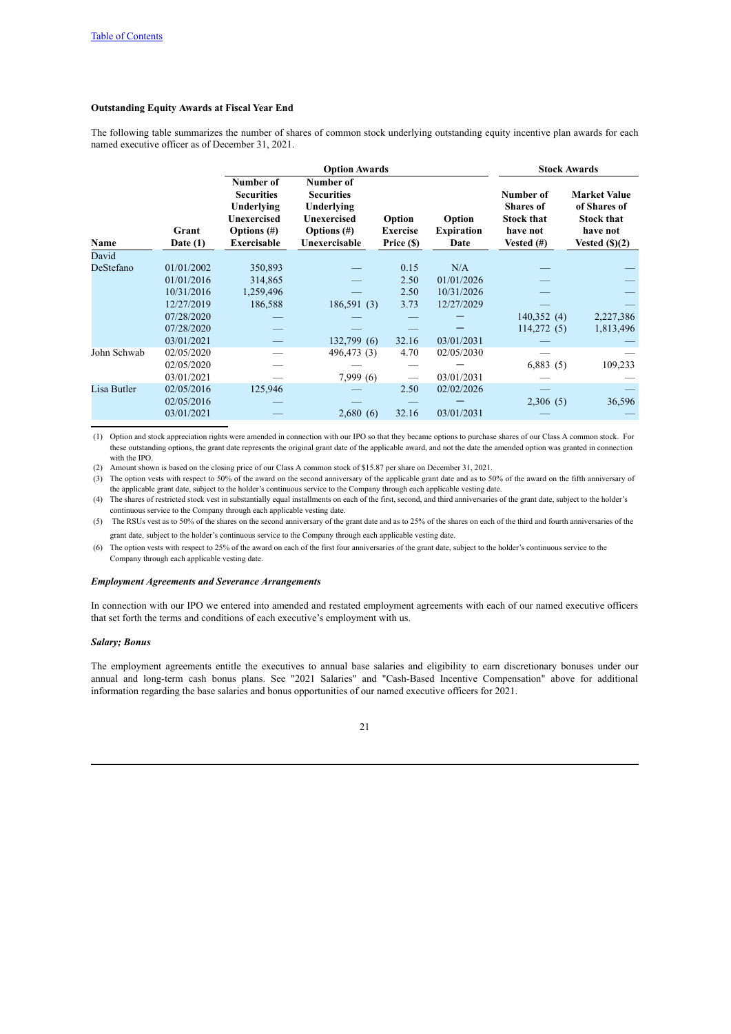**Outstanding Equity Awards at Fiscal Year End**

The following table summarizes the number of shares of common stock underlying outstanding equity incentive plan awards for each named executive officer as of December 31, 2021.

| | | Option Awards | | | | Stock Awards | |
|---|---|---|---|---|---|---|---|
| **Name** | **Grant Date (1)** | **Number of Securities Underlying Unexercised Options (#) Exercisable** | **Number of Securities Underlying Unexercised Options (#) Unexercisable** | **Option Exercise Price ($)** | **Option Expiration Date** | **Number of Shares of Stock that have not Vested (#)** | **Market Value of Shares of Stock that have not Vested ($)(2)** |
| David DeStefano | 01/01/2002 | 350,893 | — | 0.15 | N/A | — | — |
| | 01/01/2016 | 314,865 | — | 2.50 | 01/01/2026 | — | — |
| | 10/31/2016 | 1,259,496 | — | 2.50 | 10/31/2026 | — | — |
| | 12/27/2019 | 186,588 | 186,591 (3) | 3.73 | 12/27/2029 | — | — |
| | 07/28/2020 | — | — | — | — | 140,352 (4) | 2,227,386 |
| | 07/28/2020 | — | — | — | — | 114,272 (5) | 1,813,496 |
| | 03/01/2021 | — | 132,799 (6) | 32.16 | 03/01/2031 | — | — |
| John Schwab | 02/05/2020 | — | 496,473 (3) | 4.70 | 02/05/2030 | — | — |
| | 02/05/2020 | — | — | — | — | 6,883 (5) | 109,233 |
| | 03/01/2021 | — | 7,999 (6) | — | 03/01/2031 | — | — |
| Lisa Butler | 02/05/2016 | 125,946 | — | 2.50 | 02/02/2026 | — | — |
| | 02/05/2016 | — | — | — | — | 2,306 (5) | 36,596 |
| | 03/01/2021 | — | 2,680 (6) | 32.16 | 03/01/2031 | — | — |

(1) Option and stock appreciation rights were amended in connection with our IPO so that they became options to purchase shares of our Class A common stock. For these outstanding options, the grant date represents the original grant date of the applicable award, and not the date the amended option was granted in connection with the IPO.

(2) Amount shown is based on the closing price of our Class A common stock of $15.87 per share on December 31, 2021.

(3) The option vests with respect to 50% of the award on the second anniversary of the applicable grant date and as to 50% of the award on the fifth anniversary of the applicable grant date, subject to the holder's continuous service to the Company through each applicable vesting date.

(4) The shares of restricted stock vest in substantially equal installments on each of the first, second, and third anniversaries of the grant date, subject to the holder's continuous service to the Company through each applicable vesting date.

(5) The RSUs vest as to 50% of the shares on the second anniversary of the grant date and as to 25% of the shares on each of the third and fourth anniversaries of the grant date, subject to the holder's continuous service to the Company through each applicable vesting date.

(6) The option vests with respect to 25% of the award on each of the first four anniversaries of the grant date, subject to the holder's continuous service to the Company through each applicable vesting date.

***Employment Agreements and Severance Arrangements***

In connection with our IPO we entered into amended and restated employment agreements with each of our named executive officers that set forth the terms and conditions of each executive's employment with us.

***Salary; Bonus***

The employment agreements entitle the executives to annual base salaries and eligibility to earn discretionary bonuses under our annual and long-term cash bonus plans. See "2021 Salaries" and "Cash-Based Incentive Compensation" above for additional information regarding the base salaries and bonus opportunities of our named executive officers for 2021.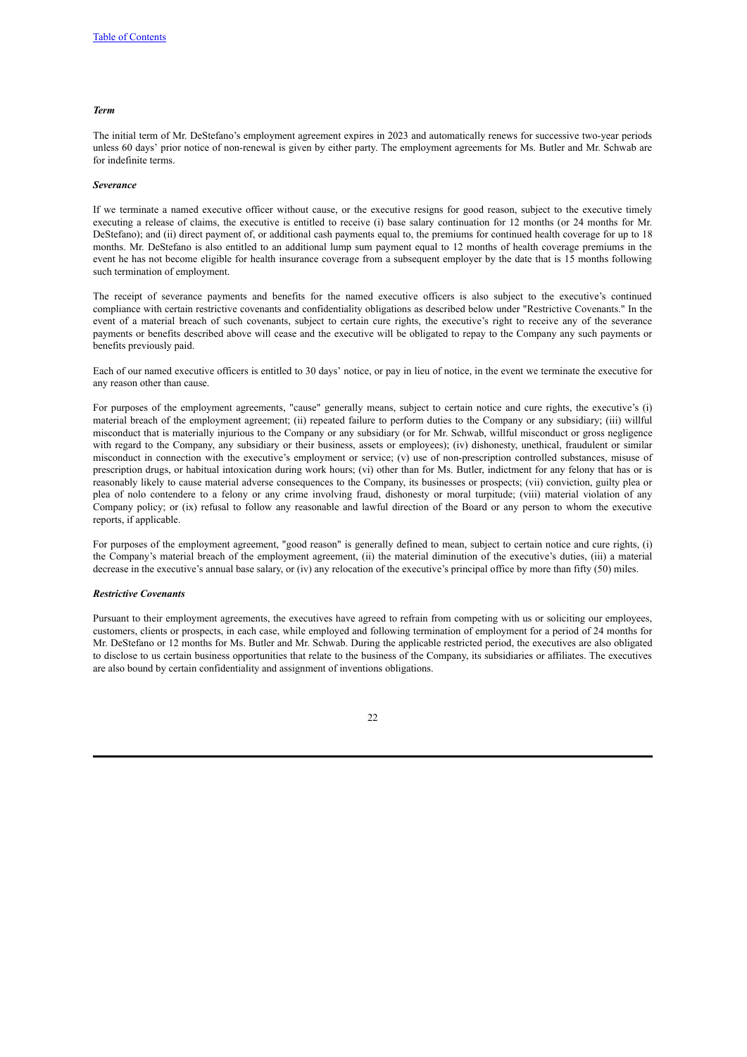***Term***

The initial term of Mr. DeStefano's employment agreement expires in 2023 and automatically renews for successive two-year periods unless 60 days' prior notice of non-renewal is given by either party. The employment agreements for Ms. Butler and Mr. Schwab are for indefinite terms.

***Severance***

If we terminate a named executive officer without cause, or the executive resigns for good reason, subject to the executive timely executing a release of claims, the executive is entitled to receive (i) base salary continuation for 12 months (or 24 months for Mr. DeStefano); and (ii) direct payment of, or additional cash payments equal to, the premiums for continued health coverage for up to 18 months. Mr. DeStefano is also entitled to an additional lump sum payment equal to 12 months of health coverage premiums in the event he has not become eligible for health insurance coverage from a subsequent employer by the date that is 15 months following such termination of employment.

The receipt of severance payments and benefits for the named executive officers is also subject to the executive's continued compliance with certain restrictive covenants and confidentiality obligations as described below under "Restrictive Covenants." In the event of a material breach of such covenants, subject to certain cure rights, the executive's right to receive any of the severance payments or benefits described above will cease and the executive will be obligated to repay to the Company any such payments or benefits previously paid.

Each of our named executive officers is entitled to 30 days' notice, or pay in lieu of notice, in the event we terminate the executive for any reason other than cause.

For purposes of the employment agreements, "cause" generally means, subject to certain notice and cure rights, the executive's (i) material breach of the employment agreement; (ii) repeated failure to perform duties to the Company or any subsidiary; (iii) willful misconduct that is materially injurious to the Company or any subsidiary (or for Mr. Schwab, willful misconduct or gross negligence with regard to the Company, any subsidiary or their business, assets or employees); (iv) dishonesty, unethical, fraudulent or similar misconduct in connection with the executive's employment or service; (v) use of non-prescription controlled substances, misuse of prescription drugs, or habitual intoxication during work hours; (vi) other than for Ms. Butler, indictment for any felony that has or is reasonably likely to cause material adverse consequences to the Company, its businesses or prospects; (vii) conviction, guilty plea or plea of nolo contendere to a felony or any crime involving fraud, dishonesty or moral turpitude; (viii) material violation of any Company policy; or (ix) refusal to follow any reasonable and lawful direction of the Board or any person to whom the executive reports, if applicable.

For purposes of the employment agreement, "good reason" is generally defined to mean, subject to certain notice and cure rights, (i) the Company's material breach of the employment agreement, (ii) the material diminution of the executive's duties, (iii) a material decrease in the executive's annual base salary, or (iv) any relocation of the executive's principal office by more than fifty (50) miles.

***Restrictive Covenants***

Pursuant to their employment agreements, the executives have agreed to refrain from competing with us or soliciting our employees, customers, clients or prospects, in each case, while employed and following termination of employment for a period of 24 months for Mr. DeStefano or 12 months for Ms. Butler and Mr. Schwab. During the applicable restricted period, the executives are also obligated to disclose to us certain business opportunities that relate to the business of the Company, its subsidiaries or affiliates. The executives are also bound by certain confidentiality and assignment of inventions obligations.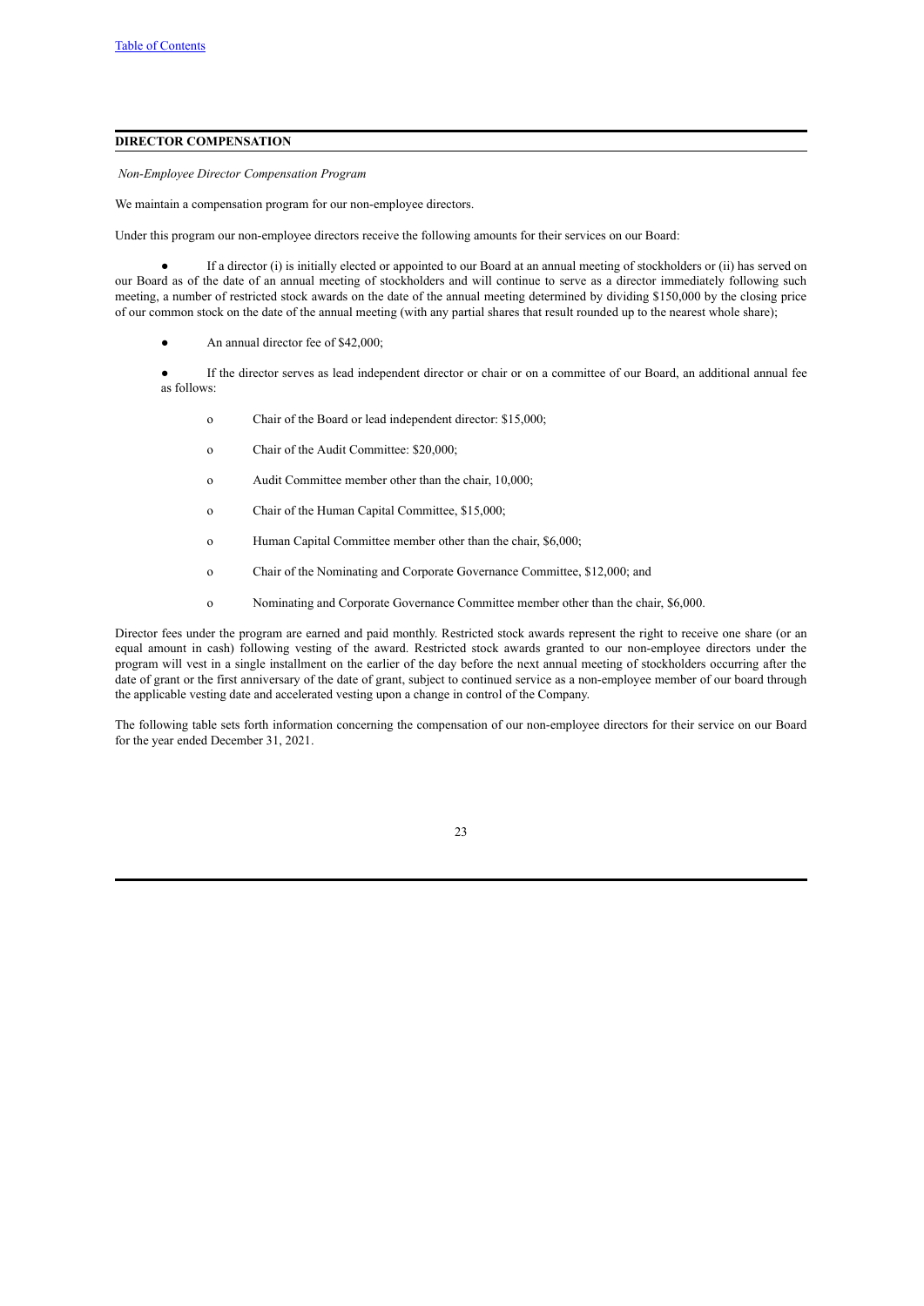[Table of Contents](#)

## DIRECTOR COMPENSATION

*Non-Employee Director Compensation Program*

We maintain a compensation program for our non-employee directors.

Under this program our non-employee directors receive the following amounts for their services on our Board:

- If a director (i) is initially elected or appointed to our Board at an annual meeting of stockholders or (ii) has served on our Board as of the date of an annual meeting of stockholders and will continue to serve as a director immediately following such meeting, a number of restricted stock awards on the date of the annual meeting determined by dividing $150,000 by the closing price of our common stock on the date of the annual meeting (with any partial shares that result rounded up to the nearest whole share);

- An annual director fee of $42,000;

- If the director serves as lead independent director or chair or on a committee of our Board, an additional annual fee as follows:

  - Chair of the Board or lead independent director: $15,000;
  - Chair of the Audit Committee: $20,000;
  - Audit Committee member other than the chair, 10,000;
  - Chair of the Human Capital Committee, $15,000;
  - Human Capital Committee member other than the chair, $6,000;
  - Chair of the Nominating and Corporate Governance Committee, $12,000; and
  - Nominating and Corporate Governance Committee member other than the chair, $6,000.

Director fees under the program are earned and paid monthly. Restricted stock awards represent the right to receive one share (or an equal amount in cash) following vesting of the award. Restricted stock awards granted to our non-employee directors under the program will vest in a single installment on the earlier of the day before the next annual meeting of stockholders occurring after the date of grant or the first anniversary of the date of grant, subject to continued service as a non-employee member of our board through the applicable vesting date and accelerated vesting upon a change in control of the Company.

The following table sets forth information concerning the compensation of our non-employee directors for their service on our Board for the year ended December 31, 2021.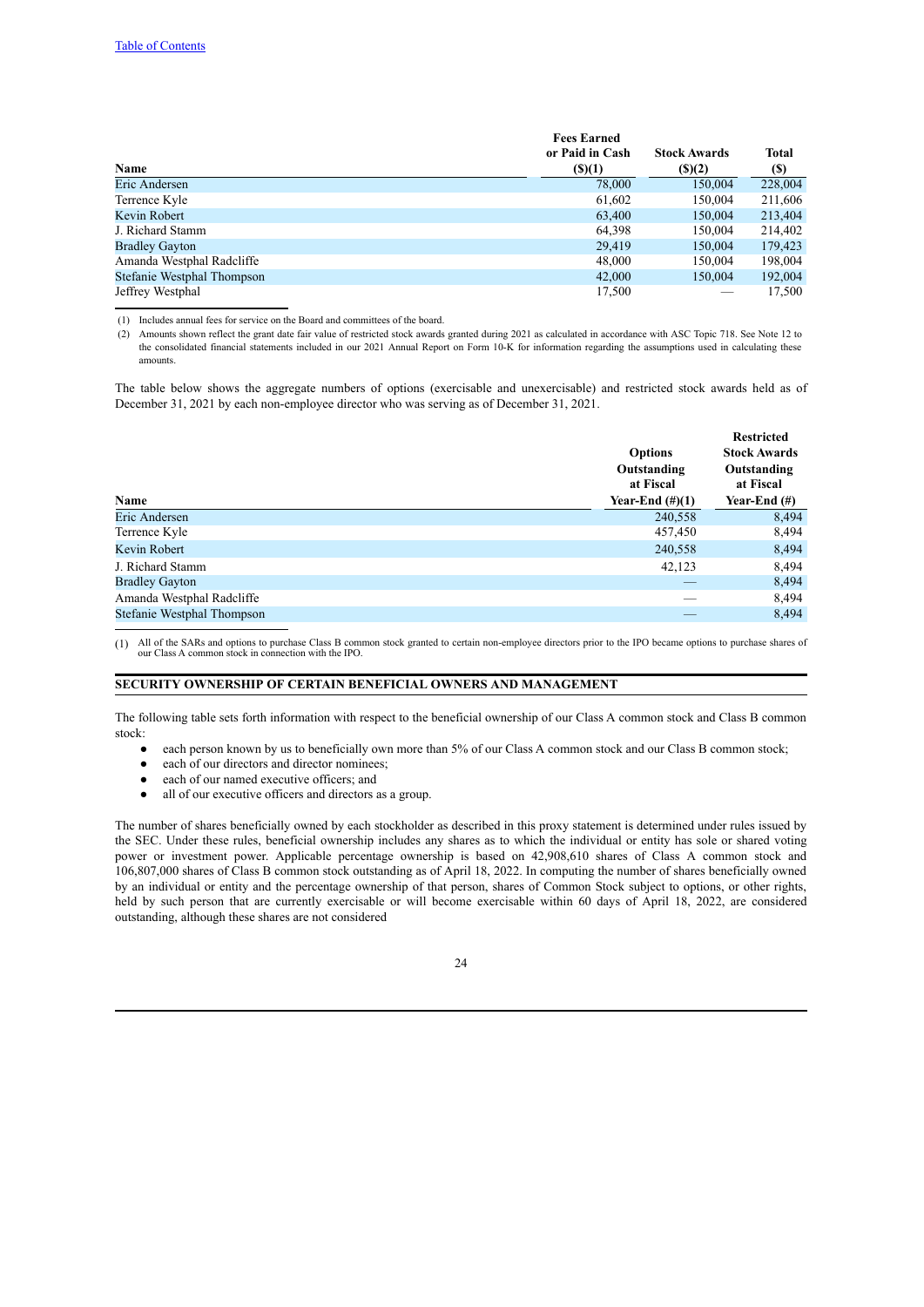| Name | Fees Earned or Paid in Cash ($)(1) | Stock Awards ($)(2) | Total ($) |
|---|---|---|---|
| Eric Andersen | 78,000 | 150,004 | 228,004 |
| Terrence Kyle | 61,602 | 150,004 | 211,606 |
| Kevin Robert | 63,400 | 150,004 | 213,404 |
| J. Richard Stamm | 64,398 | 150,004 | 214,402 |
| Bradley Gayton | 29,419 | 150,004 | 179,423 |
| Amanda Westphal Radcliffe | 48,000 | 150,004 | 198,004 |
| Stefanie Westphal Thompson | 42,000 | 150,004 | 192,004 |
| Jeffrey Westphal | 17,500 | — | 17,500 |

(1) Includes annual fees for service on the Board and committees of the board.

(2) Amounts shown reflect the grant date fair value of restricted stock awards granted during 2021 as calculated in accordance with ASC Topic 718. See Note 12 to the consolidated financial statements included in our 2021 Annual Report on Form 10-K for information regarding the assumptions used in calculating these amounts.

The table below shows the aggregate numbers of options (exercisable and unexercisable) and restricted stock awards held as of December 31, 2021 by each non-employee director who was serving as of December 31, 2021.

| Name | Options Outstanding at Fiscal Year-End (#)(1) | Restricted Stock Awards Outstanding at Fiscal Year-End (#) |
|---|---|---|
| Eric Andersen | 240,558 | 8,494 |
| Terrence Kyle | 457,450 | 8,494 |
| Kevin Robert | 240,558 | 8,494 |
| J. Richard Stamm | 42,123 | 8,494 |
| Bradley Gayton | — | 8,494 |
| Amanda Westphal Radcliffe | — | 8,494 |
| Stefanie Westphal Thompson | — | 8,494 |

(1) All of the SARs and options to purchase Class B common stock granted to certain non-employee directors prior to the IPO became options to purchase shares of our Class A common stock in connection with the IPO.

## SECURITY OWNERSHIP OF CERTAIN BENEFICIAL OWNERS AND MANAGEMENT

The following table sets forth information with respect to the beneficial ownership of our Class A common stock and Class B common stock:

- each person known by us to beneficially own more than 5% of our Class A common stock and our Class B common stock;
- each of our directors and director nominees;
- each of our named executive officers; and
- all of our executive officers and directors as a group.

The number of shares beneficially owned by each stockholder as described in this proxy statement is determined under rules issued by the SEC. Under these rules, beneficial ownership includes any shares as to which the individual or entity has sole or shared voting power or investment power. Applicable percentage ownership is based on 42,908,610 shares of Class A common stock and 106,807,000 shares of Class B common stock outstanding as of April 18, 2022. In computing the number of shares beneficially owned by an individual or entity and the percentage ownership of that person, shares of Common Stock subject to options, or other rights, held by such person that are currently exercisable or will become exercisable within 60 days of April 18, 2022, are considered outstanding, although these shares are not considered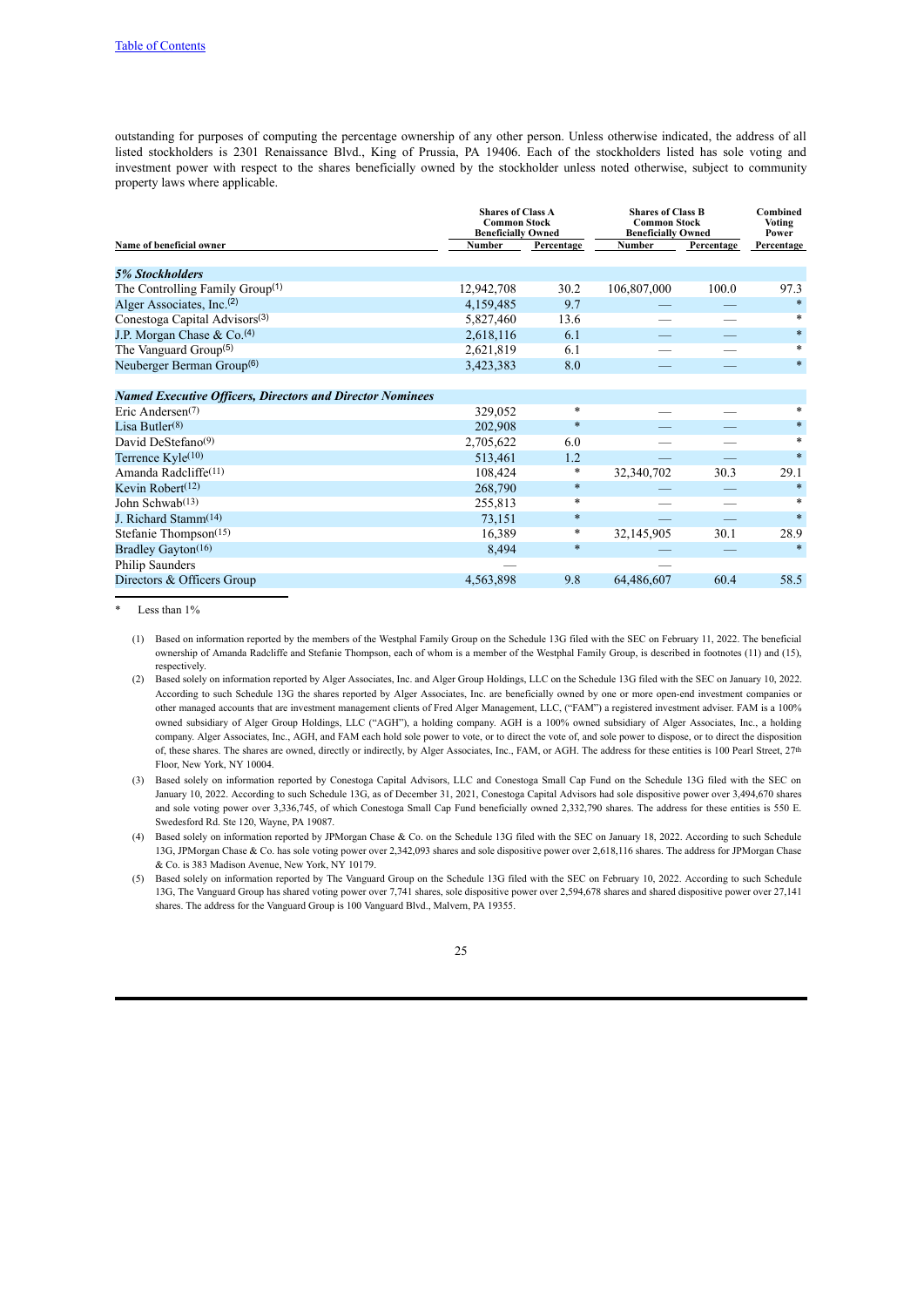outstanding for purposes of computing the percentage ownership of any other person. Unless otherwise indicated, the address of all listed stockholders is 2301 Renaissance Blvd., King of Prussia, PA 19406. Each of the stockholders listed has sole voting and investment power with respect to the shares beneficially owned by the stockholder unless noted otherwise, subject to community property laws where applicable.

| Name of beneficial owner | Shares of Class A Common Stock Beneficially Owned | | Shares of Class B Common Stock Beneficially Owned | | Combined Voting Power |
|---|---|---|---|---|---|
| | Number | Percentage | Number | Percentage | Percentage |
| ***5% Stockholders*** | | | | | |
| The Controlling Family Group[1] | 12,942,708 | 30.2 | 106,807,000 | 100.0 | 97.3 |
| Alger Associates, Inc.[2] | 4,159,485 | 9.7 | — | — | * |
| Conestoga Capital Advisors[3] | 5,827,460 | 13.6 | — | — | * |
| J.P. Morgan Chase & Co.[4] | 2,618,116 | 6.1 | — | — | * |
| The Vanguard Group[5] | 2,621,819 | 6.1 | — | — | * |
| Neuberger Berman Group[6] | 3,423,383 | 8.0 | — | — | * |
| ***Named Executive Officers, Directors and Director Nominees*** | | | | | |
| Eric Andersen[7] | 329,052 | * | — | — | * |
| Lisa Butler[8] | 202,908 | * | — | — | * |
| David DeStefano[9] | 2,705,622 | 6.0 | — | — | * |
| Terrence Kyle[10] | 513,461 | 1.2 | — | — | * |
| Amanda Radcliffe[11] | 108,424 | * | 32,340,702 | 30.3 | 29.1 |
| Kevin Robert[12] | 268,790 | * | — | — | * |
| John Schwab[13] | 255,813 | * | — | — | * |
| J. Richard Stamm[14] | 73,151 | * | — | — | * |
| Stefanie Thompson[15] | 16,389 | * | 32,145,905 | 30.1 | 28.9 |
| Bradley Gayton[16] | 8,494 | * | — | — | * |
| Philip Saunders | — | | — | | |
| Directors & Officers Group | 4,563,898 | 9.8 | 64,486,607 | 60.4 | 58.5 |

\* Less than 1%

(1) Based on information reported by the members of the Westphal Family Group on the Schedule 13G filed with the SEC on February 11, 2022. The beneficial ownership of Amanda Radcliffe and Stefanie Thompson, each of whom is a member of the Westphal Family Group, is described in footnotes (11) and (15), respectively.

(2) Based solely on information reported by Alger Associates, Inc. and Alger Group Holdings, LLC on the Schedule 13G filed with the SEC on January 10, 2022. According to such Schedule 13G the shares reported by Alger Associates, Inc. are beneficially owned by one or more open-end investment companies or other managed accounts that are investment management clients of Fred Alger Management, LLC, ("FAM") a registered investment adviser. FAM is a 100% owned subsidiary of Alger Group Holdings, LLC ("AGH"), a holding company. AGH is a 100% owned subsidiary of Alger Associates, Inc., a holding company. Alger Associates, Inc., AGH, and FAM each hold sole power to vote, or to direct the vote of, and sole power to dispose, or to direct the disposition of, these shares. The shares are owned, directly or indirectly, by Alger Associates, Inc., FAM, or AGH. The address for these entities is 100 Pearl Street, 27th Floor, New York, NY 10004.

(3) Based solely on information reported by Conestoga Capital Advisors, LLC and Conestoga Small Cap Fund on the Schedule 13G filed with the SEC on January 10, 2022. According to such Schedule 13G, as of December 31, 2021, Conestoga Capital Advisors had sole dispositive power over 3,494,670 shares and sole voting power over 3,336,745, of which Conestoga Small Cap Fund beneficially owned 2,332,790 shares. The address for these entities is 550 E. Swedesford Rd. Ste 120, Wayne, PA 19087.

(4) Based solely on information reported by JPMorgan Chase & Co. on the Schedule 13G filed with the SEC on January 18, 2022. According to such Schedule 13G, JPMorgan Chase & Co. has sole voting power over 2,342,093 shares and sole dispositive power over 2,618,116 shares. The address for JPMorgan Chase & Co. is 383 Madison Avenue, New York, NY 10179.

(5) Based solely on information reported by The Vanguard Group on the Schedule 13G filed with the SEC on February 10, 2022. According to such Schedule 13G, The Vanguard Group has shared voting power over 7,741 shares, sole dispositive power over 2,594,678 shares and shared dispositive power over 27,141 shares. The address for the Vanguard Group is 100 Vanguard Blvd., Malvern, PA 19355.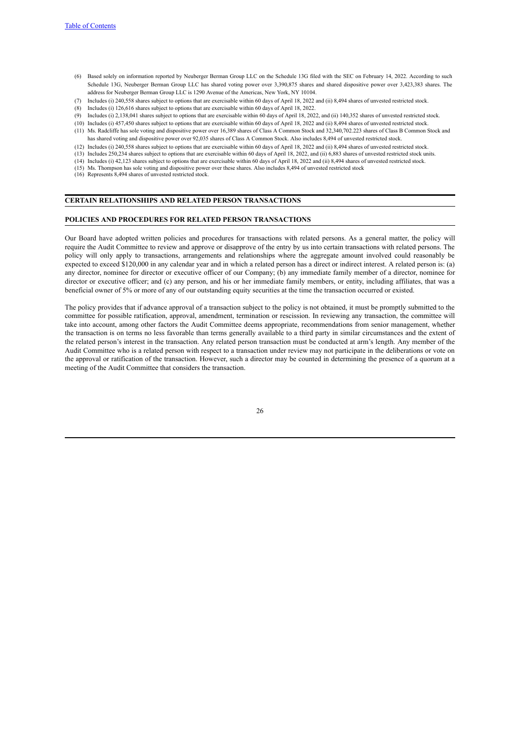(6) Based solely on information reported by Neuberger Berman Group LLC on the Schedule 13G filed with the SEC on February 14, 2022. According to such Schedule 13G, Neuberger Berman Group LLC has shared voting power over 3,390,875 shares and shared dispositive power over 3,423,383 shares. The address for Neuberger Berman Group LLC is 1290 Avenue of the Americas, New York, NY 10104.

(7) Includes (i) 240,558 shares subject to options that are exercisable within 60 days of April 18, 2022 and (ii) 8,494 shares of unvested restricted stock.

(8) Includes (i) 126,616 shares subject to options that are exercisable within 60 days of April 18, 2022.

(9) Includes (i) 2,138,041 shares subject to options that are exercisable within 60 days of April 18, 2022, and (ii) 140,352 shares of unvested restricted stock.

(10) Includes (i) 457,450 shares subject to options that are exercisable within 60 days of April 18, 2022 and (ii) 8,494 shares of unvested restricted stock.

(11) Ms. Radcliffe has sole voting and dispositive power over 16,389 shares of Class A Common Stock and 32,340,702.223 shares of Class B Common Stock and has shared voting and dispositive power over 92,035 shares of Class A Common Stock. Also includes 8,494 of unvested restricted stock.

(12) Includes (i) 240,558 shares subject to options that are exercisable within 60 days of April 18, 2022 and (ii) 8,494 shares of unvested restricted stock.

(13) Includes 250,234 shares subject to options that are exercisable within 60 days of April 18, 2022, and (ii) 6,883 shares of unvested restricted stock units.

(14) Includes (i) 42,123 shares subject to options that are exercisable within 60 days of April 18, 2022 and (ii) 8,494 shares of unvested restricted stock.

(15) Ms. Thompson has sole voting and dispositive power over these shares. Also includes 8,494 of unvested restricted stock

(16) Represents 8,494 shares of unvested restricted stock.

## CERTAIN RELATIONSHIPS AND RELATED PERSON TRANSACTIONS

## POLICIES AND PROCEDURES FOR RELATED PERSON TRANSACTIONS

Our Board have adopted written policies and procedures for transactions with related persons. As a general matter, the policy will require the Audit Committee to review and approve or disapprove of the entry by us into certain transactions with related persons. The policy will only apply to transactions, arrangements and relationships where the aggregate amount involved could reasonably be expected to exceed $120,000 in any calendar year and in which a related person has a direct or indirect interest. A related person is: (a) any director, nominee for director or executive officer of our Company; (b) any immediate family member of a director, nominee for director or executive officer; and (c) any person, and his or her immediate family members, or entity, including affiliates, that was a beneficial owner of 5% or more of any of our outstanding equity securities at the time the transaction occurred or existed.

The policy provides that if advance approval of a transaction subject to the policy is not obtained, it must be promptly submitted to the committee for possible ratification, approval, amendment, termination or rescission. In reviewing any transaction, the committee will take into account, among other factors the Audit Committee deems appropriate, recommendations from senior management, whether the transaction is on terms no less favorable than terms generally available to a third party in similar circumstances and the extent of the related person's interest in the transaction. Any related person transaction must be conducted at arm's length. Any member of the Audit Committee who is a related person with respect to a transaction under review may not participate in the deliberations or vote on the approval or ratification of the transaction. However, such a director may be counted in determining the presence of a quorum at a meeting of the Audit Committee that considers the transaction.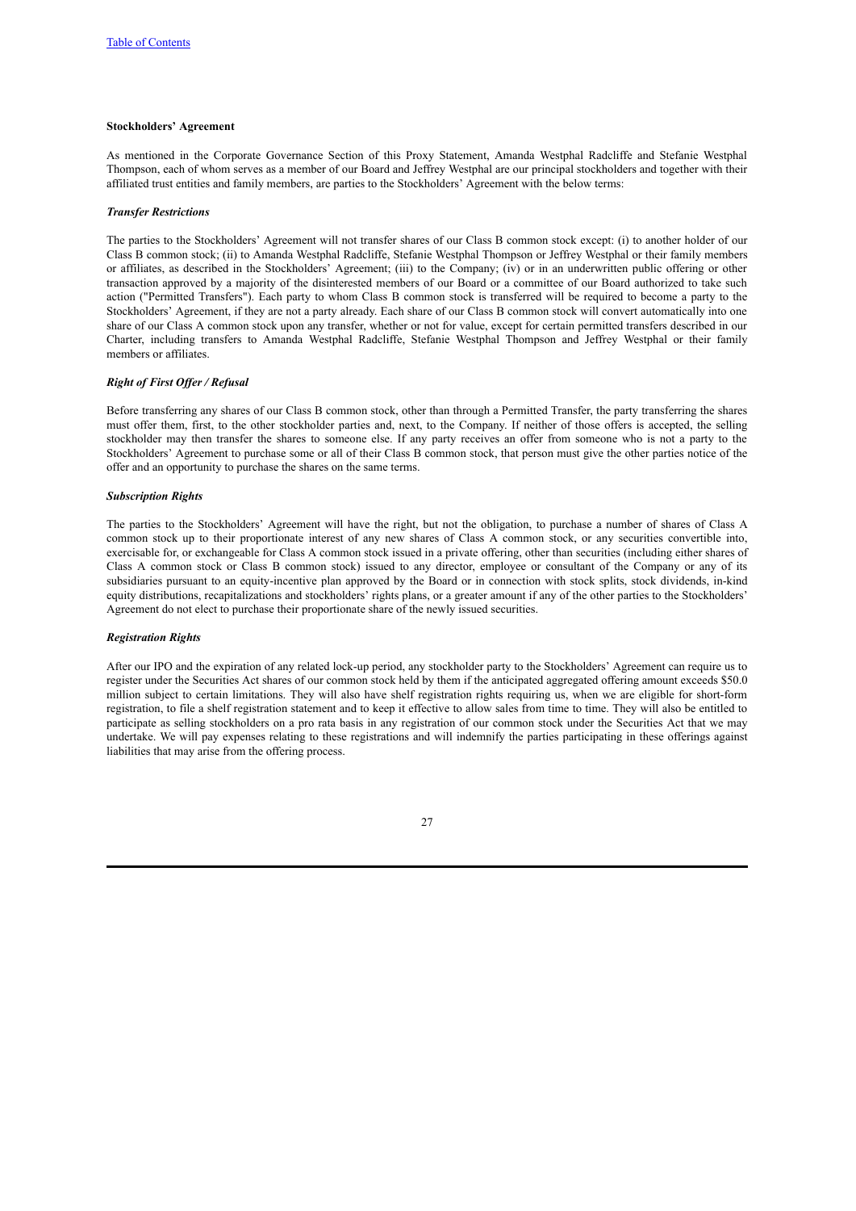**Stockholders' Agreement**

As mentioned in the Corporate Governance Section of this Proxy Statement, Amanda Westphal Radcliffe and Stefanie Westphal Thompson, each of whom serves as a member of our Board and Jeffrey Westphal are our principal stockholders and together with their affiliated trust entities and family members, are parties to the Stockholders' Agreement with the below terms:

***Transfer Restrictions***

The parties to the Stockholders' Agreement will not transfer shares of our Class B common stock except: (i) to another holder of our Class B common stock; (ii) to Amanda Westphal Radcliffe, Stefanie Westphal Thompson or Jeffrey Westphal or their family members or affiliates, as described in the Stockholders' Agreement; (iii) to the Company; (iv) or in an underwritten public offering or other transaction approved by a majority of the disinterested members of our Board or a committee of our Board authorized to take such action ("Permitted Transfers"). Each party to whom Class B common stock is transferred will be required to become a party to the Stockholders' Agreement, if they are not a party already. Each share of our Class B common stock will convert automatically into one share of our Class A common stock upon any transfer, whether or not for value, except for certain permitted transfers described in our Charter, including transfers to Amanda Westphal Radcliffe, Stefanie Westphal Thompson and Jeffrey Westphal or their family members or affiliates.

***Right of First Offer / Refusal***

Before transferring any shares of our Class B common stock, other than through a Permitted Transfer, the party transferring the shares must offer them, first, to the other stockholder parties and, next, to the Company. If neither of those offers is accepted, the selling stockholder may then transfer the shares to someone else. If any party receives an offer from someone who is not a party to the Stockholders' Agreement to purchase some or all of their Class B common stock, that person must give the other parties notice of the offer and an opportunity to purchase the shares on the same terms.

***Subscription Rights***

The parties to the Stockholders' Agreement will have the right, but not the obligation, to purchase a number of shares of Class A common stock up to their proportionate interest of any new shares of Class A common stock, or any securities convertible into, exercisable for, or exchangeable for Class A common stock issued in a private offering, other than securities (including either shares of Class A common stock or Class B common stock) issued to any director, employee or consultant of the Company or any of its subsidiaries pursuant to an equity-incentive plan approved by the Board or in connection with stock splits, stock dividends, in-kind equity distributions, recapitalizations and stockholders' rights plans, or a greater amount if any of the other parties to the Stockholders' Agreement do not elect to purchase their proportionate share of the newly issued securities.

***Registration Rights***

After our IPO and the expiration of any related lock-up period, any stockholder party to the Stockholders' Agreement can require us to register under the Securities Act shares of our common stock held by them if the anticipated aggregated offering amount exceeds $50.0 million subject to certain limitations. They will also have shelf registration rights requiring us, when we are eligible for short-form registration, to file a shelf registration statement and to keep it effective to allow sales from time to time. They will also be entitled to participate as selling stockholders on a pro rata basis in any registration of our common stock under the Securities Act that we may undertake. We will pay expenses relating to these registrations and will indemnify the parties participating in these offerings against liabilities that may arise from the offering process.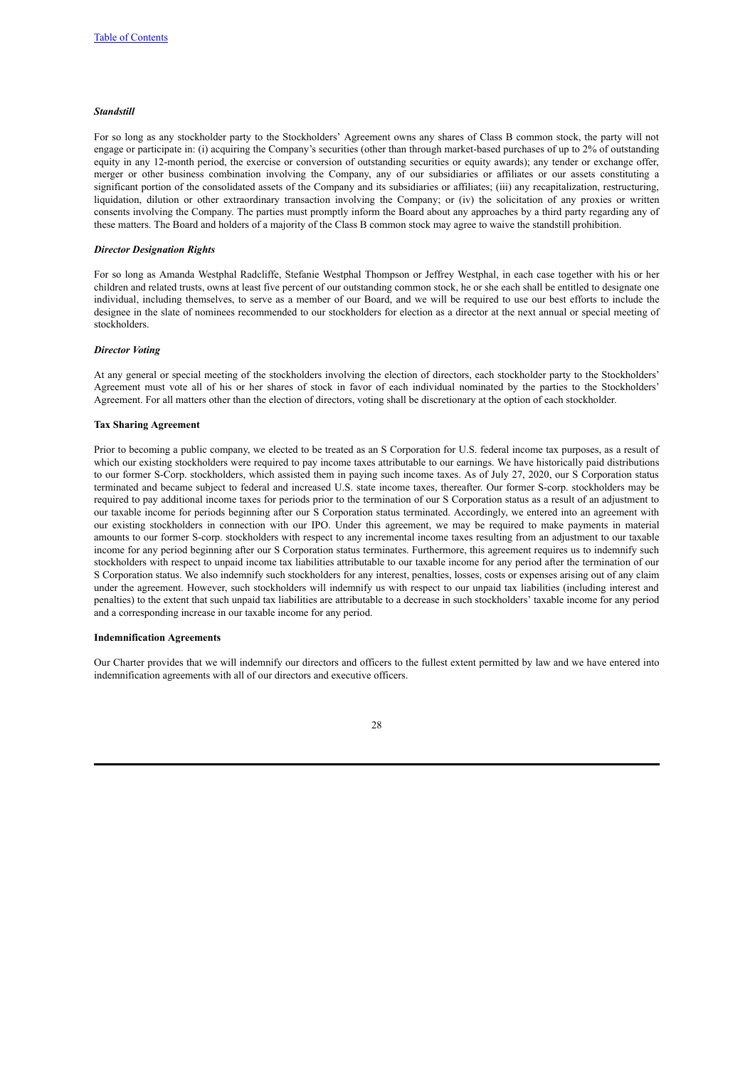*Standstill*

For so long as any stockholder party to the Stockholders' Agreement owns any shares of Class B common stock, the party will not engage or participate in: (i) acquiring the Company's securities (other than through market-based purchases of up to 2% of outstanding equity in any 12-month period, the exercise or conversion of outstanding securities or equity awards); any tender or exchange offer, merger or other business combination involving the Company, any of our subsidiaries or affiliates or our assets constituting a significant portion of the consolidated assets of the Company and its subsidiaries or affiliates; (iii) any recapitalization, restructuring, liquidation, dilution or other extraordinary transaction involving the Company; or (iv) the solicitation of any proxies or written consents involving the Company. The parties must promptly inform the Board about any approaches by a third party regarding any of these matters. The Board and holders of a majority of the Class B common stock may agree to waive the standstill prohibition.

*Director Designation Rights*

For so long as Amanda Westphal Radcliffe, Stefanie Westphal Thompson or Jeffrey Westphal, in each case together with his or her children and related trusts, owns at least fiffe percent of our outstanding common stock, he or she each shall be entitled to designate one individual, including themselves, to serve as a member of our Board, and we will be required to use our best efforts to include the designee in the slate of nominees recommended to our stockholders for election as a director at the next annual or special meeting of stockholders.

*Director Voting*

At any general or special meeting of the stockholders involving the election of directors, each stockholder party to the Stockholders' Agreement must vote all of his or her shares of stock in favor of each individual nominated by the parties to the Stockholders' Agreement. For all matters other than the election of directors, voting shall be discretionary at the option of each stockholder.

**Tax Sharing Agreement**

Prior to becoming a public company, we elected to be treated as an S Corporation for U.S. federal income tax purposes, as a result of which our existing stockholders were required to pay income taxes attributable to our earnings. We have historically paid distributions to our former S-Corp. stockholders, which assisted them in paying such income taxes. As of July 27, 2020, our S Corporation status terminated and became subject to federal and increased U.S. state income taxes, thereafter. Our former S-corp. stockholders may be required to pay additional income taxes for periods prior to the termination of our S Corporation status as a result of an adjustment to our taxable income for periods beginning after our S Corporation status terminated. Accordingly, we entered into an agreement with our existing stockholders in connection with our IPO. Under this agreement, we may be required to make payments in material amounts to our former S-corp. stockholders with respect to any incremental income taxes resulting from an adjustment to our taxable income for any period beginning after our S Corporation status terminates. Furthermore, this agreement requires us to indemnify such stockholders with respect to unpaid income tax liabilities attributable to our taxable income for any period after the termination of our S Corporation status. We also indemnify such stockholders for any interest, penalties, losses, costs or expenses arising out of any claim under the agreement. However, such stockholders will indemnify us with respect to our unpaid tax liabilities (including interest and penalties) to the extent that such unpaid tax liabilities are attributable to a decrease in such stockholders' taxable income for any period and a corresponding increase in our taxable income for any period.

**Indemnification Agreements**

Our Charter provides that we will indemnify our directors and officers to the fullest extent permitted by law and we have entered into indemnification agreements with all of our directors and executive officers.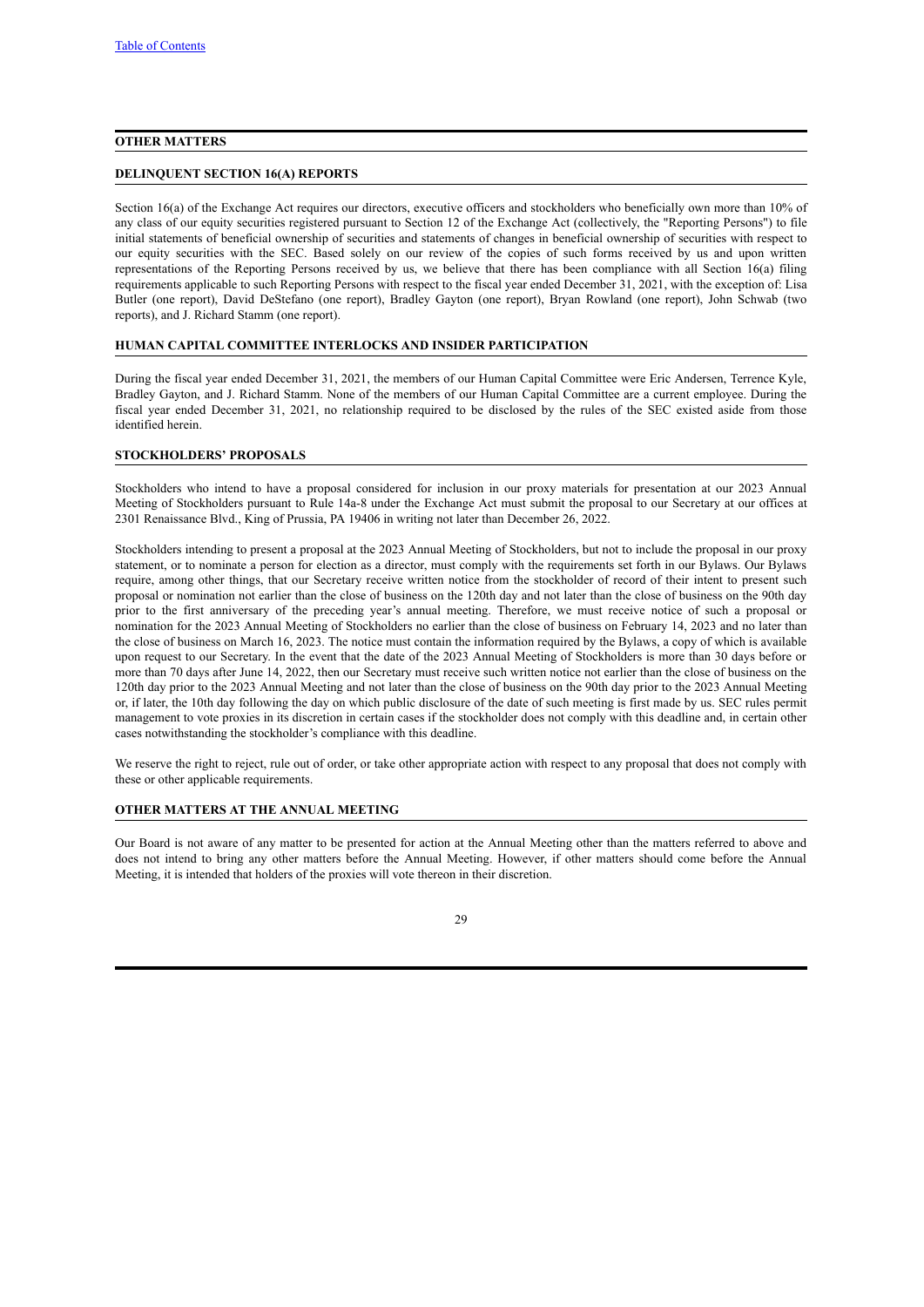## OTHER MATTERS

### DELINQUENT SECTION 16(A) REPORTS

Section 16(a) of the Exchange Act requires our directors, executive officers and stockholders who beneficially own more than 10% of any class of our equity securities registered pursuant to Section 12 of the Exchange Act (collectively, the "Reporting Persons") to file initial statements of beneficial ownership of securities and statements of changes in beneficial ownership of securities with respect to our equity securities with the SEC. Based solely on our review of the copies of such forms received by us and upon written representations of the Reporting Persons received by us, we believe that there has been compliance with all Section 16(a) filing requirements applicable to such Reporting Persons with respect to the fiscal year ended December 31, 2021, with the exception of: Lisa Butler (one report), David DeStefano (one report), Bradley Gayton (one report), Bryan Rowland (one report), John Schwab (two reports), and J. Richard Stamm (one report).

### HUMAN CAPITAL COMMITTEE INTERLOCKS AND INSIDER PARTICIPATION

During the fiscal year ended December 31, 2021, the members of our Human Capital Committee were Eric Andersen, Terrence Kyle, Bradley Gayton, and J. Richard Stamm. None of the members of our Human Capital Committee are a current employee. During the fiscal year ended December 31, 2021, no relationship required to be disclosed by the rules of the SEC existed aside from those identified herein.

### STOCKHOLDERS' PROPOSALS

Stockholders who intend to have a proposal considered for inclusion in our proxy materials for presentation at our 2023 Annual Meeting of Stockholders pursuant to Rule 14a-8 under the Exchange Act must submit the proposal to our Secretary at our offices at 2301 Renaissance Blvd., King of Prussia, PA 19406 in writing not later than December 26, 2022.

Stockholders intending to present a proposal at the 2023 Annual Meeting of Stockholders, but not to include the proposal in our proxy statement, or to nominate a person for election as a director, must comply with the requirements set forth in our Bylaws. Our Bylaws require, among other things, that our Secretary receive written notice from the stockholder of record of their intent to present such proposal or nomination not earlier than the close of business on the 120th day and not later than the close of business on the 90th day prior to the first anniversary of the preceding year's annual meeting. Therefore, we must receive notice of such a proposal or nomination for the 2023 Annual Meeting of Stockholders no earlier than the close of business on February 14, 2023 and no later than the close of business on March 16, 2023. The notice must contain the information required by the Bylaws, a copy of which is available upon request to our Secretary. In the event that the date of the 2023 Annual Meeting of Stockholders is more than 30 days before or more than 70 days after June 14, 2022, then our Secretary must receive such written notice not earlier than the close of business on the 120th day prior to the 2023 Annual Meeting and not later than the close of business on the 90th day prior to the 2023 Annual Meeting or, if later, the 10th day following the day on which public disclosure of the date of such meeting is first made by us. SEC rules permit management to vote proxies in its discretion in certain cases if the stockholder does not comply with this deadline and, in certain other cases notwithstanding the stockholder's compliance with this deadline.

We reserve the right to reject, rule out of order, or take other appropriate action with respect to any proposal that does not comply with these or other applicable requirements.

### OTHER MATTERS AT THE ANNUAL MEETING

Our Board is not aware of any matter to be presented for action at the Annual Meeting other than the matters referred to above and does not intend to bring any other matters before the Annual Meeting. However, if other matters should come before the Annual Meeting, it is intended that holders of the proxies will vote thereon in their discretion.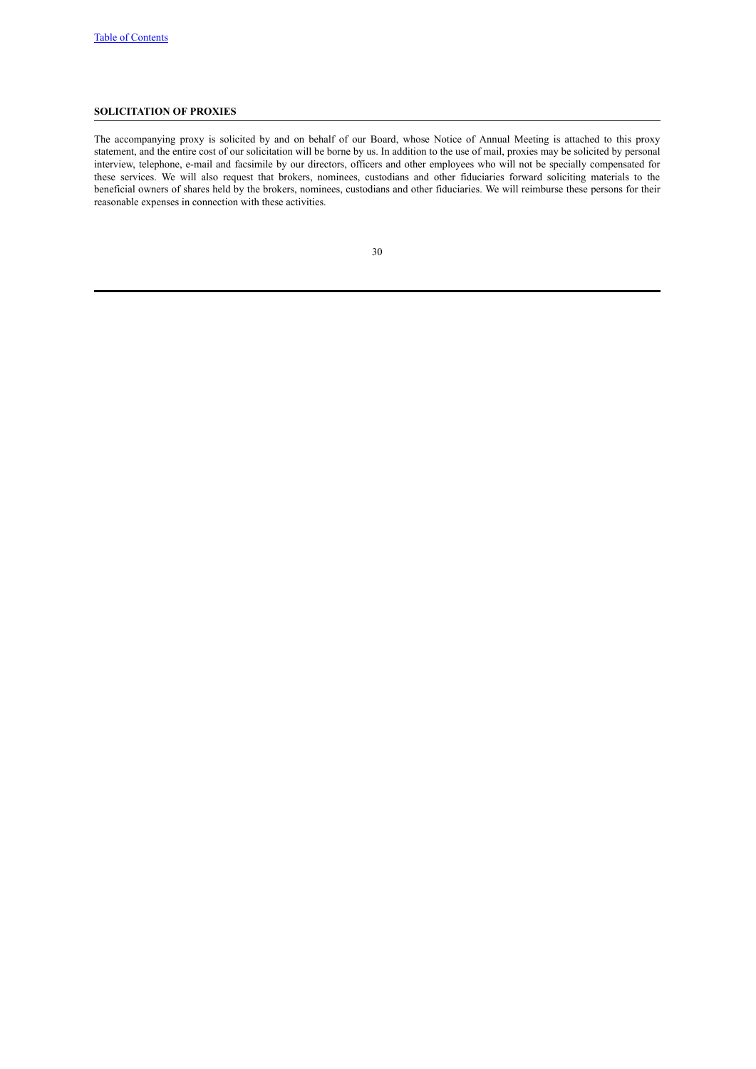## SOLICITATION OF PROXIES

The accompanying proxy is solicited by and on behalf of our Board, whose Notice of Annual Meeting is attached to this proxy statement, and the entire cost of our solicitation will be borne by us. In addition to the use of mail, proxies may be solicited by personal interview, telephone, e-mail and facsimile by our directors, officers and other employees who will not be specially compensated for these services. We will also request that brokers, nominees, custodians and other fiduciaries forward soliciting materials to the beneficial owners of shares held by the brokers, nominees, custodians and other fiduciaries. We will reimburse these persons for their reasonable expenses in connection with these activities.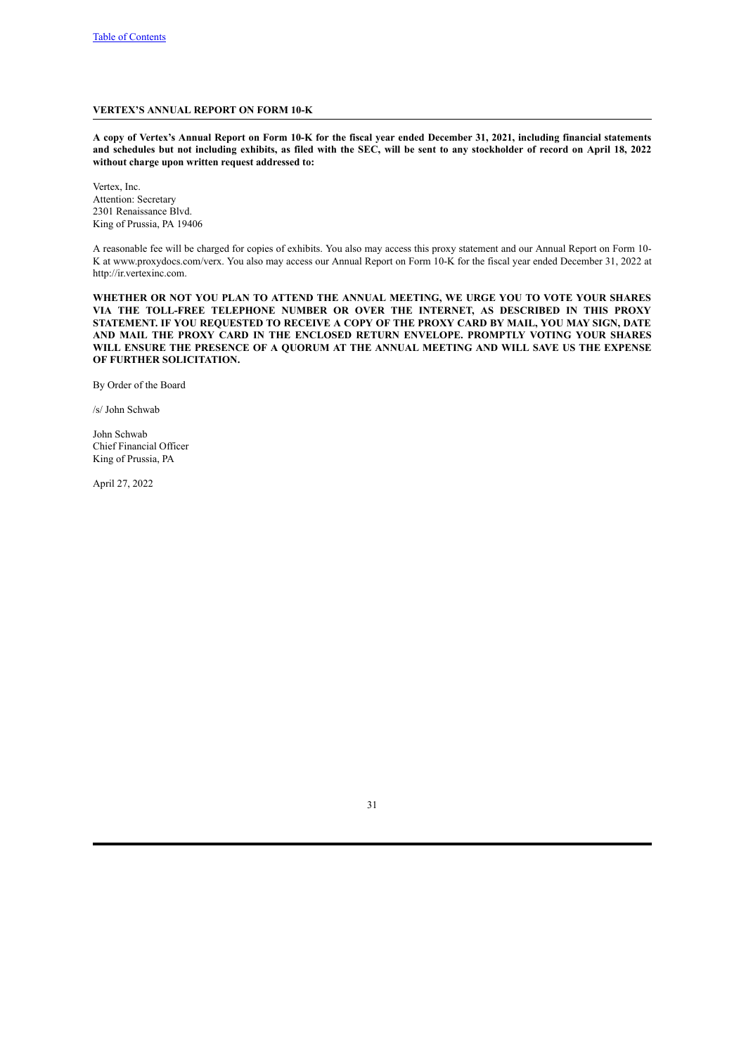[Table of Contents](#)

## VERTEX'S ANNUAL REPORT ON FORM 10-K

**A copy of Vertex's Annual Report on Form 10-K for the fiscal year ended December 31, 2021, including financial statements and schedules but not including exhibits, as filed with the SEC, will be sent to any stockholder of record on April 18, 2022 without charge upon written request addressed to:**

Vertex, Inc.
Attention: Secretary
2301 Renaissance Blvd.
King of Prussia, PA 19406

A reasonable fee will be charged for copies of exhibits. You also may access this proxy statement and our Annual Report on Form 10-K at www.proxydocs.com/verx. You also may access our Annual Report on Form 10-K for the fiscal year ended December 31, 2022 at http://ir.vertexinc.com.

**WHETHER OR NOT YOU PLAN TO ATTEND THE ANNUAL MEETING, WE URGE YOU TO VOTE YOUR SHARES VIA THE TOLL-FREE TELEPHONE NUMBER OR OVER THE INTERNET, AS DESCRIBED IN THIS PROXY STATEMENT. IF YOU REQUESTED TO RECEIVE A COPY OF THE PROXY CARD BY MAIL, YOU MAY SIGN, DATE AND MAIL THE PROXY CARD IN THE ENCLOSED RETURN ENVELOPE. PROMPTLY VOTING YOUR SHARES WILL ENSURE THE PRESENCE OF A QUORUM AT THE ANNUAL MEETING AND WILL SAVE US THE EXPENSE OF FURTHER SOLICITATION.**

By Order of the Board

/s/ John Schwab

John Schwab
Chief Financial Officer
King of Prussia, PA

April 27, 2022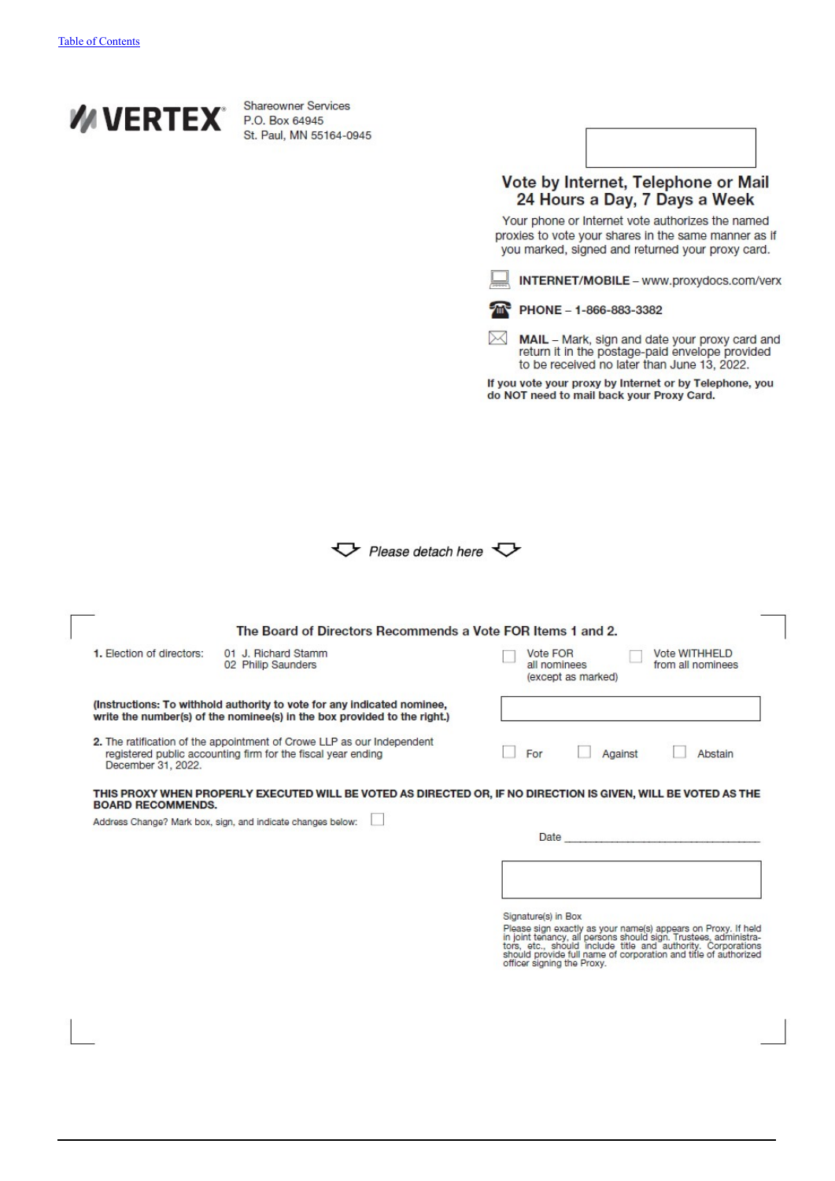**VERTEX**

Shareowner Services
P.O. Box 64945
St. Paul, MN 55164-0945

## Vote by Internet, Telephone or Mail
## 24 Hours a Day, 7 Days a Week

Your phone or Internet vote authorizes the named proxies to vote your shares in the same manner as if you marked, signed and returned your proxy card.

**INTERNET/MOBILE** – www.proxydocs.com/verx

**PHONE – 1-866-883-3382**

**MAIL** – Mark, sign and date your proxy card and return it in the postage-paid envelope provided to be received no later than June 13, 2022.

**If you vote your proxy by Internet or by Telephone, you do NOT need to mail back your Proxy Card.**

*Please detach here*

**The Board of Directors Recommends a Vote FOR Items 1 and 2.**

**1.** Election of directors: 01 J. Richard Stamm
02 Philip Saunders

☐ Vote FOR all nominees (except as marked) ☐ Vote WITHHELD from all nominees

**(Instructions: To withhold authority to vote for any indicated nominee, write the number(s) of the nominee(s) in the box provided to the right.)**

**2.** The ratification of the appointment of Crowe LLP as our Independent registered public accounting firm for the fiscal year ending December 31, 2022.

☐ For ☐ Against ☐ Abstain

**THIS PROXY WHEN PROPERLY EXECUTED WILL BE VOTED AS DIRECTED OR, IF NO DIRECTION IS GIVEN, WILL BE VOTED AS THE BOARD RECOMMENDS.**

Address Change? Mark box, sign, and indicate changes below: ☐

Date ______________________________

Signature(s) in Box

Please sign exactly as your name(s) appears on Proxy. If held in joint tenancy, all persons should sign. Trustees, administrators, etc., should include title and authority. Corporations should provide full name of corporation and title of authorized officer signing the Proxy.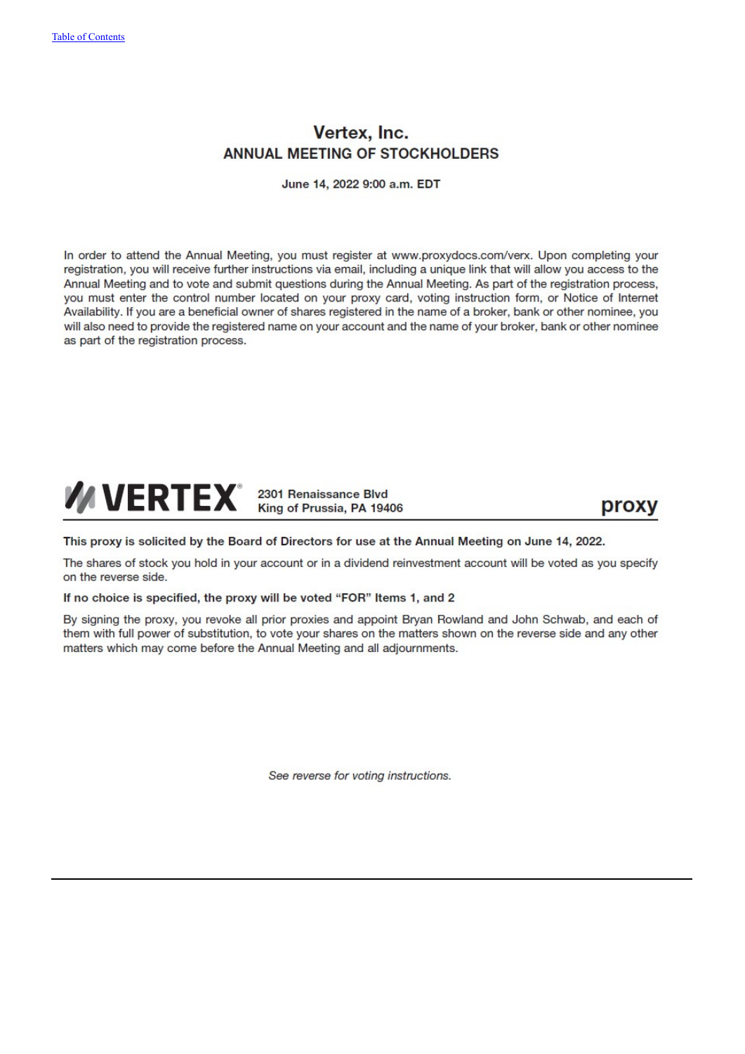# Vertex, Inc.

## ANNUAL MEETING OF STOCKHOLDERS

**June 14, 2022 9:00 a.m. EDT**

In order to attend the Annual Meeting, you must register at www.proxydocs.com/verx. Upon completing your registration, you will receive further instructions via email, including a unique link that will allow you access to the Annual Meeting and to vote and submit questions during the Annual Meeting. As part of the registration process, you must enter the control number located on your proxy card, voting instruction form, or Notice of Internet Availability. If you are a beneficial owner of shares registered in the name of a broker, bank or other nominee, you will also need to provide the registered name on your account and the name of your broker, bank or other nominee as part of the registration process.

**VERTEX**® 2301 Renaissance Blvd
King of Prussia, PA 19406

**proxy**

**This proxy is solicited by the Board of Directors for use at the Annual Meeting on June 14, 2022.**

The shares of stock you hold in your account or in a dividend reinvestment account will be voted as you specify on the reverse side.

**If no choice is specified, the proxy will be voted "FOR" Items 1, and 2**

By signing the proxy, you revoke all prior proxies and appoint Bryan Rowland and John Schwab, and each of them with full power of substitution, to vote your shares on the matters shown on the reverse side and any other matters which may come before the Annual Meeting and all adjournments.

*See reverse for voting instructions.*